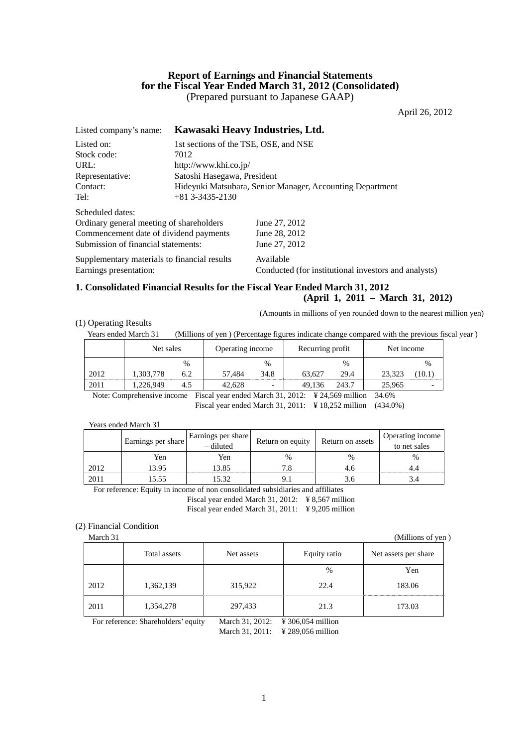# Report of Earnings and Financial Statements for the Fiscal Year Ended March 31, 2012 (Consolidated)

(Prepared pursuant to Japanese GAAP)

April 26, 2012

Listed company's name: **Kawasaki Heavy Industries, Ltd.**

Listed on: 1st sections of the TSE, OSE, and NSE
Stock code: 7012
URL: http://www.khi.co.jp/
Representative: Satoshi Hasegawa, President
Contact: Hideyuki Matsubara, Senior Manager, Accounting Department
Tel: +81 3-3435-2130

Scheduled dates:
Ordinary general meeting of shareholders June 27, 2012
Commencement date of dividend payments June 28, 2012
Submission of financial statements: June 27, 2012

Supplementary materials to financial results Available
Earnings presentation: Conducted (for institutional investors and analysts)

## 1. Consolidated Financial Results for the Fiscal Year Ended March 31, 2012 (April 1, 2011 – March 31, 2012)

(Amounts in millions of yen rounded down to the nearest million yen)

(1) Operating Results

Years ended March 31 (Millions of yen ) (Percentage figures indicate change compared with the previous fiscal year )

| | Net sales | | Operating income | | Recurring profit | | Net income | |
|---|---|---|---|---|---|---|---|---|
| | | % | | % | | % | | % |
| 2012 | 1,303,778 | 6.2 | 57,484 | 34.8 | 63,627 | 29.4 | 23,323 | (10.1) |
| 2011 | 1,226,949 | 4.5 | 42,628 | - | 49,136 | 243.7 | 25,965 | - |

Note: Comprehensive income Fiscal year ended March 31, 2012: ¥ 24,569 million 34.6%
Fiscal year ended March 31, 2011: ¥ 18,252 million (434.0%)

Years ended March 31

| | Earnings per share | Earnings per share – diluted | Return on equity | Return on assets | Operating income to net sales |
|---|---|---|---|---|---|
| | Yen | Yen | % | % | % |
| 2012 | 13.95 | 13.85 | 7.8 | 4.6 | 4.4 |
| 2011 | 15.55 | 15.32 | 9.1 | 3.6 | 3.4 |

For reference: Equity in income of non consolidated subsidiaries and affiliates
Fiscal year ended March 31, 2012: ¥ 8,567 million
Fiscal year ended March 31, 2011: ¥ 9,205 million

(2) Financial Condition

March 31 (Millions of yen )

| | Total assets | Net assets | Equity ratio | Net assets per share |
|---|---|---|---|---|
| | | | % | Yen |
| 2012 | 1,362,139 | 315,922 | 22.4 | 183.06 |
| 2011 | 1,354,278 | 297,433 | 21.3 | 173.03 |

For reference: Shareholders' equity March 31, 2012: ¥ 306,054 million
March 31, 2011: ¥ 289,056 million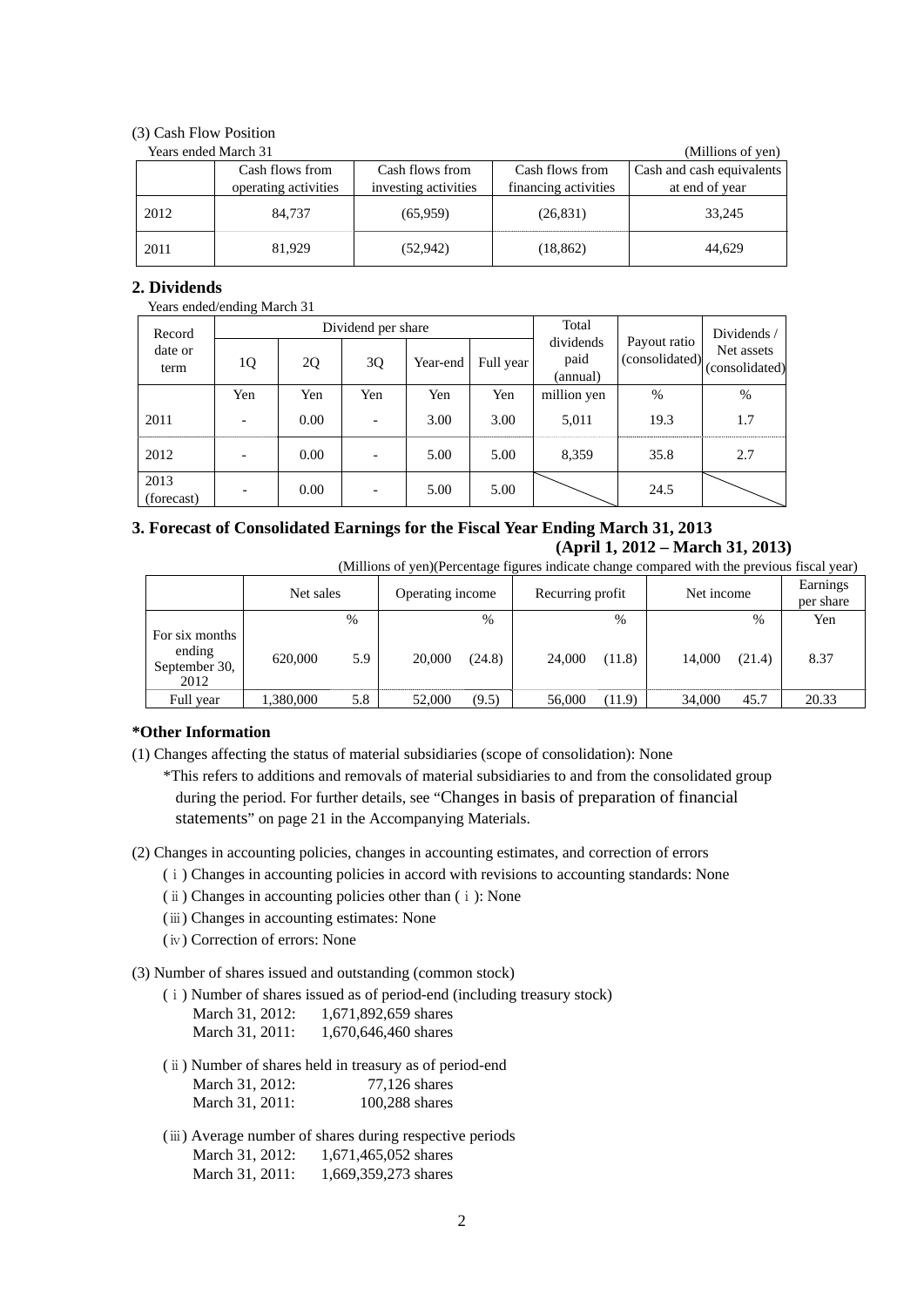(3) Cash Flow Position

Years ended March 31 (Millions of yen)

| | Cash flows from operating activities | Cash flows from investing activities | Cash flows from financing activities | Cash and cash equivalents at end of year |
|---|---|---|---|---|
| 2012 | 84,737 | (65,959) | (26,831) | 33,245 |
| 2011 | 81,929 | (52,942) | (18,862) | 44,629 |

## 2. Dividends

Years ended/ending March 31

| Record date or term | Dividend per share | | | | | Total dividends paid (annual) | Payout ratio (consolidated) | Dividends / Net assets (consolidated) |
|---|---|---|---|---|---|---|---|---|
| | 1Q | 2Q | 3Q | Year-end | Full year | | | |
| | Yen | Yen | Yen | Yen | Yen | million yen | % | % |
| 2011 | - | 0.00 | - | 3.00 | 3.00 | 5,011 | 19.3 | 1.7 |
| 2012 | - | 0.00 | - | 5.00 | 5.00 | 8,359 | 35.8 | 2.7 |
| 2013 (forecast) | - | 0.00 | - | 5.00 | 5.00 | | 24.5 | |

## 3. Forecast of Consolidated Earnings for the Fiscal Year Ending March 31, 2013 (April 1, 2012 – March 31, 2013)

(Millions of yen)(Percentage figures indicate change compared with the previous fiscal year)

| | Net sales | | Operating income | | Recurring profit | | Net income | | Earnings per share |
|---|---|---|---|---|---|---|---|---|---|
| | | % | | % | | % | | % | Yen |
| For six months ending September 30, 2012 | 620,000 | 5.9 | 20,000 | (24.8) | 24,000 | (11.8) | 14,000 | (21.4) | 8.37 |
| Full year | 1,380,000 | 5.8 | 52,000 | (9.5) | 56,000 | (11.9) | 34,000 | 45.7 | 20.33 |

**\*Other Information**

(1) Changes affecting the status of material subsidiaries (scope of consolidation): None

*This refers to additions and removals of material subsidiaries to and from the consolidated group during the period. For further details, see "Changes in basis of preparation of financial statements" on page 21 in the Accompanying Materials.

(2) Changes in accounting policies, changes in accounting estimates, and correction of errors

(ⅰ) Changes in accounting policies in accord with revisions to accounting standards: None

(ⅱ) Changes in accounting policies other than (ⅰ): None

(ⅲ) Changes in accounting estimates: None

(ⅳ) Correction of errors: None

(3) Number of shares issued and outstanding (common stock)

(ⅰ) Number of shares issued as of period-end (including treasury stock)

March 31, 2012: 1,671,892,659 shares
March 31, 2011: 1,670,646,460 shares

(ⅱ) Number of shares held in treasury as of period-end

March 31, 2012: 77,126 shares
March 31, 2011: 100,288 shares

(ⅲ) Average number of shares during respective periods

March 31, 2012: 1,671,465,052 shares
March 31, 2011: 1,669,359,273 shares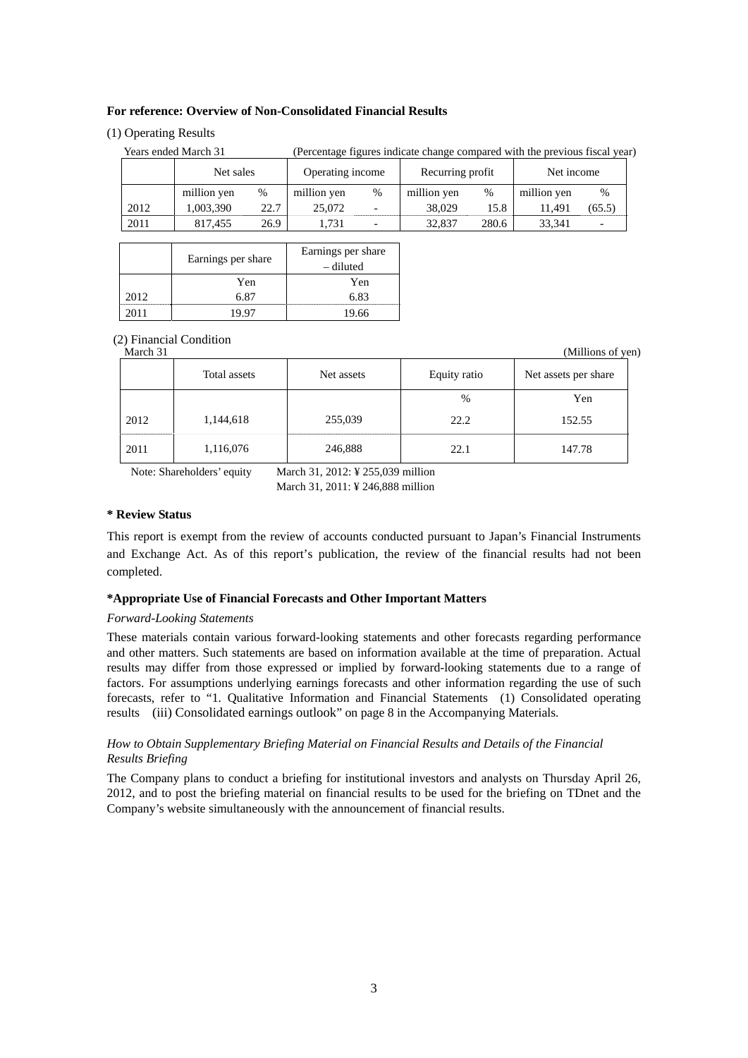**For reference: Overview of Non-Consolidated Financial Results**

(1) Operating Results

Years ended March 31 (Percentage figures indicate change compared with the previous fiscal year)

| | Net sales | | Operating income | | Recurring profit | | Net income | |
|---|---|---|---|---|---|---|---|---|
| | million yen | % | million yen | % | million yen | % | million yen | % |
| 2012 | 1,003,390 | 22.7 | 25,072 | - | 38,029 | 15.8 | 11,491 | (65.5) |
| 2011 | 817,455 | 26.9 | 1,731 | - | 32,837 | 280.6 | 33,341 | - |

| | Earnings per share | Earnings per share – diluted |
|---|---|---|
| | Yen | Yen |
| 2012 | 6.87 | 6.83 |
| 2011 | 19.97 | 19.66 |

(2) Financial Condition

March 31 (Millions of yen)

| | Total assets | Net assets | Equity ratio | Net assets per share |
|---|---|---|---|---|
| | | | % | Yen |
| 2012 | 1,144,618 | 255,039 | 22.2 | 152.55 |
| 2011 | 1,116,076 | 246,888 | 22.1 | 147.78 |

Note: Shareholders' equity March 31, 2012: ¥ 255,039 million
March 31, 2011: ¥ 246,888 million

**\* Review Status**

This report is exempt from the review of accounts conducted pursuant to Japan's Financial Instruments and Exchange Act. As of this report's publication, the review of the financial results had not been completed.

**\*Appropriate Use of Financial Forecasts and Other Important Matters**

*Forward-Looking Statements*

These materials contain various forward-looking statements and other forecasts regarding performance and other matters. Such statements are based on information available at the time of preparation. Actual results may differ from those expressed or implied by forward-looking statements due to a range of factors. For assumptions underlying earnings forecasts and other information regarding the use of such forecasts, refer to "1. Qualitative Information and Financial Statements (1) Consolidated operating results (iii) Consolidated earnings outlook" on page 8 in the Accompanying Materials.

*How to Obtain Supplementary Briefing Material on Financial Results and Details of the Financial Results Briefing*

The Company plans to conduct a briefing for institutional investors and analysts on Thursday April 26, 2012, and to post the briefing material on financial results to be used for the briefing on TDnet and the Company's website simultaneously with the announcement of financial results.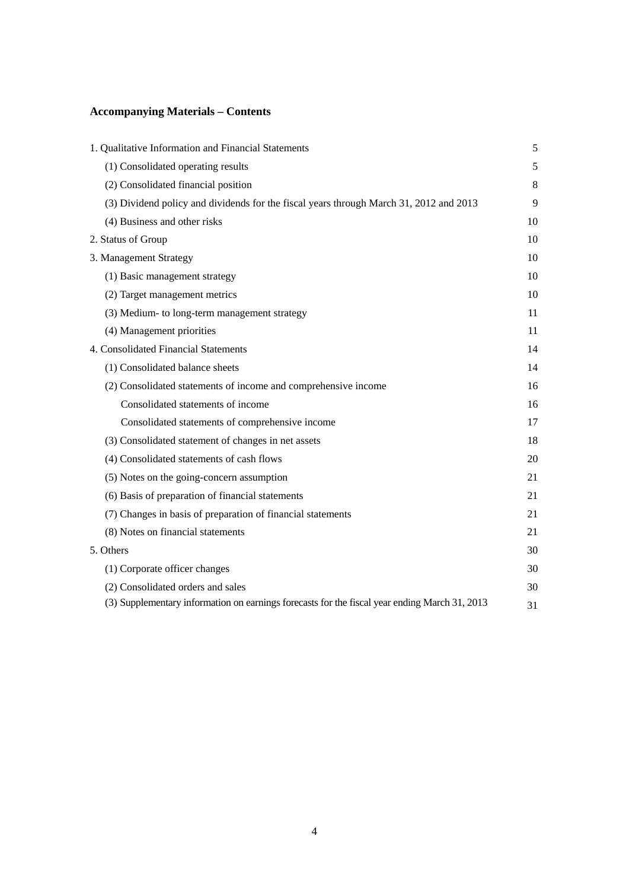## Accompanying Materials – Contents

| | |
|---|---|
| 1. Qualitative Information and Financial Statements | 5 |
| (1) Consolidated operating results | 5 |
| (2) Consolidated financial position | 8 |
| (3) Dividend policy and dividends for the fiscal years through March 31, 2012 and 2013 | 9 |
| (4) Business and other risks | 10 |
| 2. Status of Group | 10 |
| 3. Management Strategy | 10 |
| (1) Basic management strategy | 10 |
| (2) Target management metrics | 10 |
| (3) Medium- to long-term management strategy | 11 |
| (4) Management priorities | 11 |
| 4. Consolidated Financial Statements | 14 |
| (1) Consolidated balance sheets | 14 |
| (2) Consolidated statements of income and comprehensive income | 16 |
| Consolidated statements of income | 16 |
| Consolidated statements of comprehensive income | 17 |
| (3) Consolidated statement of changes in net assets | 18 |
| (4) Consolidated statements of cash flows | 20 |
| (5) Notes on the going-concern assumption | 21 |
| (6) Basis of preparation of financial statements | 21 |
| (7) Changes in basis of preparation of financial statements | 21 |
| (8) Notes on financial statements | 21 |
| 5. Others | 30 |
| (1) Corporate officer changes | 30 |
| (2) Consolidated orders and sales | 30 |
| (3) Supplementary information on earnings forecasts for the fiscal year ending March 31, 2013 | 31 |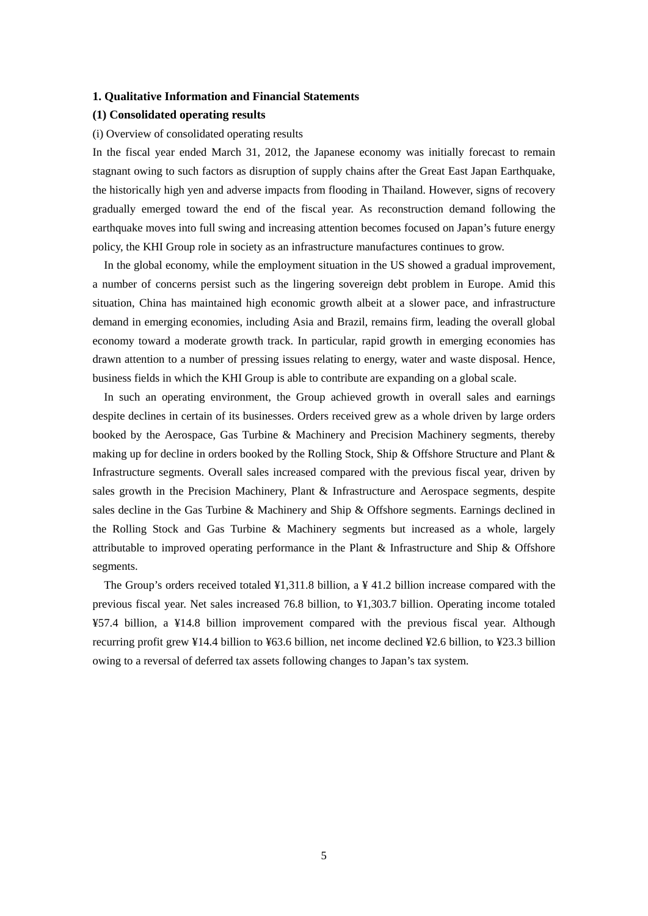## 1. Qualitative Information and Financial Statements

### (1) Consolidated operating results

(i) Overview of consolidated operating results

In the fiscal year ended March 31, 2012, the Japanese economy was initially forecast to remain stagnant owing to such factors as disruption of supply chains after the Great East Japan Earthquake, the historically high yen and adverse impacts from flooding in Thailand. However, signs of recovery gradually emerged toward the end of the fiscal year. As reconstruction demand following the earthquake moves into full swing and increasing attention becomes focused on Japan's future energy policy, the KHI Group role in society as an infrastructure manufactures continues to grow.

In the global economy, while the employment situation in the US showed a gradual improvement, a number of concerns persist such as the lingering sovereign debt problem in Europe. Amid this situation, China has maintained high economic growth albeit at a slower pace, and infrastructure demand in emerging economies, including Asia and Brazil, remains firm, leading the overall global economy toward a moderate growth track. In particular, rapid growth in emerging economies has drawn attention to a number of pressing issues relating to energy, water and waste disposal. Hence, business fields in which the KHI Group is able to contribute are expanding on a global scale.

In such an operating environment, the Group achieved growth in overall sales and earnings despite declines in certain of its businesses. Orders received grew as a whole driven by large orders booked by the Aerospace, Gas Turbine & Machinery and Precision Machinery segments, thereby making up for decline in orders booked by the Rolling Stock, Ship & Offshore Structure and Plant & Infrastructure segments. Overall sales increased compared with the previous fiscal year, driven by sales growth in the Precision Machinery, Plant & Infrastructure and Aerospace segments, despite sales decline in the Gas Turbine & Machinery and Ship & Offshore segments. Earnings declined in the Rolling Stock and Gas Turbine & Machinery segments but increased as a whole, largely attributable to improved operating performance in the Plant & Infrastructure and Ship & Offshore segments.

The Group's orders received totaled ¥1,311.8 billion, a ¥ 41.2 billion increase compared with the previous fiscal year. Net sales increased 76.8 billion, to ¥1,303.7 billion. Operating income totaled ¥57.4 billion, a ¥14.8 billion improvement compared with the previous fiscal year. Although recurring profit grew ¥14.4 billion to ¥63.6 billion, net income declined ¥2.6 billion, to ¥23.3 billion owing to a reversal of deferred tax assets following changes to Japan's tax system.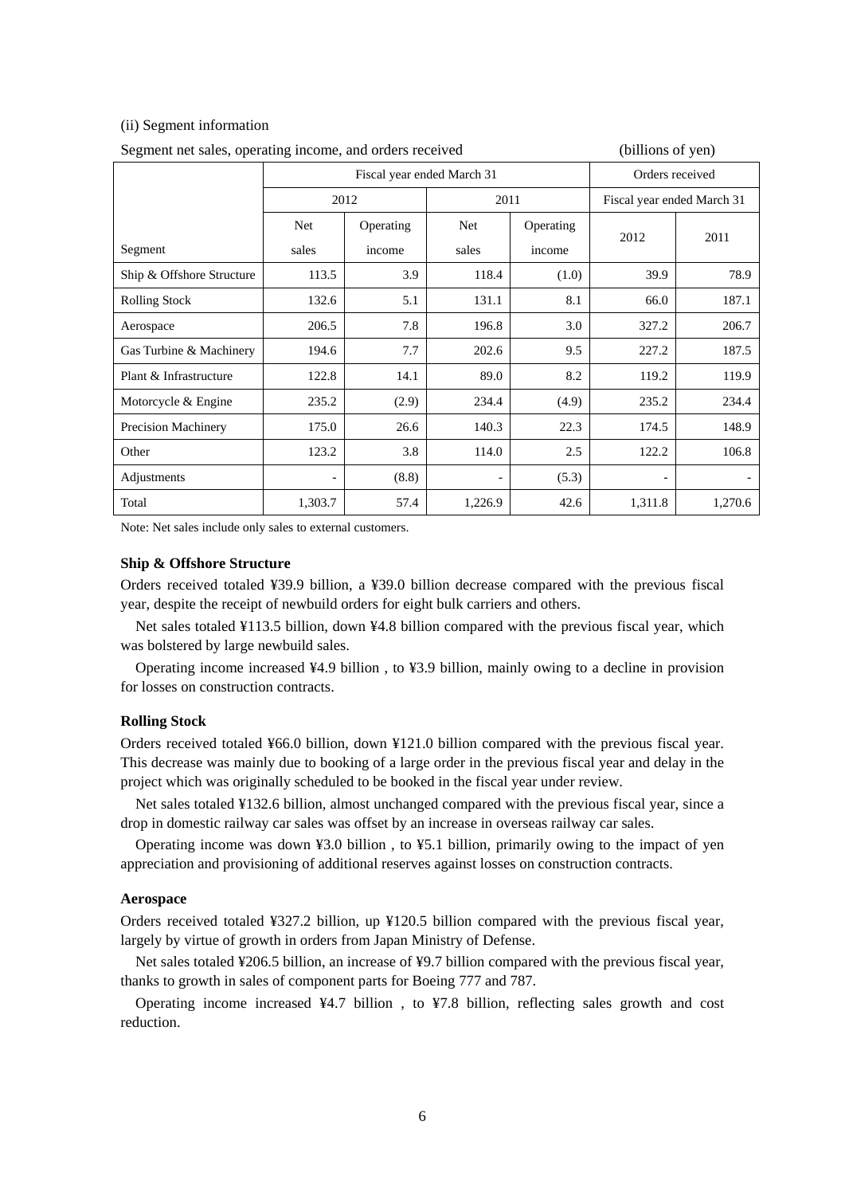(ii) Segment information

Segment net sales, operating income, and orders received (billions of yen)

| | Fiscal year ended March 31 | | | | Orders received | |
|---|---|---|---|---|---|---|
| | 2012 | | 2011 | | Fiscal year ended March 31 | |
| Segment | Net sales | Operating income | Net sales | Operating income | 2012 | 2011 |
| Ship & Offshore Structure | 113.5 | 3.9 | 118.4 | (1.0) | 39.9 | 78.9 |
| Rolling Stock | 132.6 | 5.1 | 131.1 | 8.1 | 66.0 | 187.1 |
| Aerospace | 206.5 | 7.8 | 196.8 | 3.0 | 327.2 | 206.7 |
| Gas Turbine & Machinery | 194.6 | 7.7 | 202.6 | 9.5 | 227.2 | 187.5 |
| Plant & Infrastructure | 122.8 | 14.1 | 89.0 | 8.2 | 119.2 | 119.9 |
| Motorcycle & Engine | 235.2 | (2.9) | 234.4 | (4.9) | 235.2 | 234.4 |
| Precision Machinery | 175.0 | 26.6 | 140.3 | 22.3 | 174.5 | 148.9 |
| Other | 123.2 | 3.8 | 114.0 | 2.5 | 122.2 | 106.8 |
| Adjustments | - | (8.8) | - | (5.3) | - | - |
| Total | 1,303.7 | 57.4 | 1,226.9 | 42.6 | 1,311.8 | 1,270.6 |

Note: Net sales include only sales to external customers.

**Ship & Offshore Structure**

Orders received totaled ¥39.9 billion, a ¥39.0 billion decrease compared with the previous fiscal year, despite the receipt of newbuild orders for eight bulk carriers and others.

Net sales totaled ¥113.5 billion, down ¥4.8 billion compared with the previous fiscal year, which was bolstered by large newbuild sales.

Operating income increased ¥4.9 billion , to ¥3.9 billion, mainly owing to a decline in provision for losses on construction contracts.

**Rolling Stock**

Orders received totaled ¥66.0 billion, down ¥121.0 billion compared with the previous fiscal year. This decrease was mainly due to booking of a large order in the previous fiscal year and delay in the project which was originally scheduled to be booked in the fiscal year under review.

Net sales totaled ¥132.6 billion, almost unchanged compared with the previous fiscal year, since a drop in domestic railway car sales was offset by an increase in overseas railway car sales.

Operating income was down ¥3.0 billion , to ¥5.1 billion, primarily owing to the impact of yen appreciation and provisioning of additional reserves against losses on construction contracts.

**Aerospace**

Orders received totaled ¥327.2 billion, up ¥120.5 billion compared with the previous fiscal year, largely by virtue of growth in orders from Japan Ministry of Defense.

Net sales totaled ¥206.5 billion, an increase of ¥9.7 billion compared with the previous fiscal year, thanks to growth in sales of component parts for Boeing 777 and 787.

Operating income increased ¥4.7 billion , to ¥7.8 billion, reflecting sales growth and cost reduction.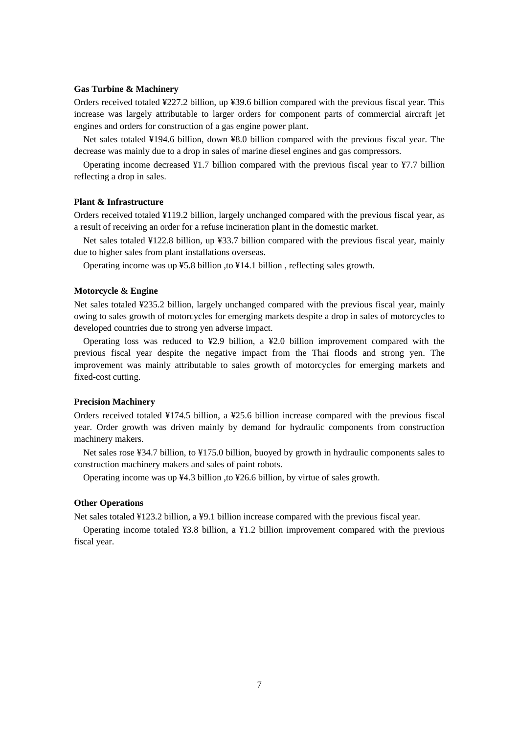**Gas Turbine & Machinery**

Orders received totaled ¥227.2 billion, up ¥39.6 billion compared with the previous fiscal year. This increase was largely attributable to larger orders for component parts of commercial aircraft jet engines and orders for construction of a gas engine power plant.

Net sales totaled ¥194.6 billion, down ¥8.0 billion compared with the previous fiscal year. The decrease was mainly due to a drop in sales of marine diesel engines and gas compressors.

Operating income decreased ¥1.7 billion compared with the previous fiscal year to ¥7.7 billion reflecting a drop in sales.

**Plant & Infrastructure**

Orders received totaled ¥119.2 billion, largely unchanged compared with the previous fiscal year, as a result of receiving an order for a refuse incineration plant in the domestic market.

Net sales totaled ¥122.8 billion, up ¥33.7 billion compared with the previous fiscal year, mainly due to higher sales from plant installations overseas.

Operating income was up ¥5.8 billion ,to ¥14.1 billion , reflecting sales growth.

**Motorcycle & Engine**

Net sales totaled ¥235.2 billion, largely unchanged compared with the previous fiscal year, mainly owing to sales growth of motorcycles for emerging markets despite a drop in sales of motorcycles to developed countries due to strong yen adverse impact.

Operating loss was reduced to ¥2.9 billion, a ¥2.0 billion improvement compared with the previous fiscal year despite the negative impact from the Thai floods and strong yen. The improvement was mainly attributable to sales growth of motorcycles for emerging markets and fixed-cost cutting.

**Precision Machinery**

Orders received totaled ¥174.5 billion, a ¥25.6 billion increase compared with the previous fiscal year. Order growth was driven mainly by demand for hydraulic components from construction machinery makers.

Net sales rose ¥34.7 billion, to ¥175.0 billion, buoyed by growth in hydraulic components sales to construction machinery makers and sales of paint robots.

Operating income was up ¥4.3 billion ,to ¥26.6 billion, by virtue of sales growth.

**Other Operations**

Net sales totaled ¥123.2 billion, a ¥9.1 billion increase compared with the previous fiscal year.

Operating income totaled ¥3.8 billion, a ¥1.2 billion improvement compared with the previous fiscal year.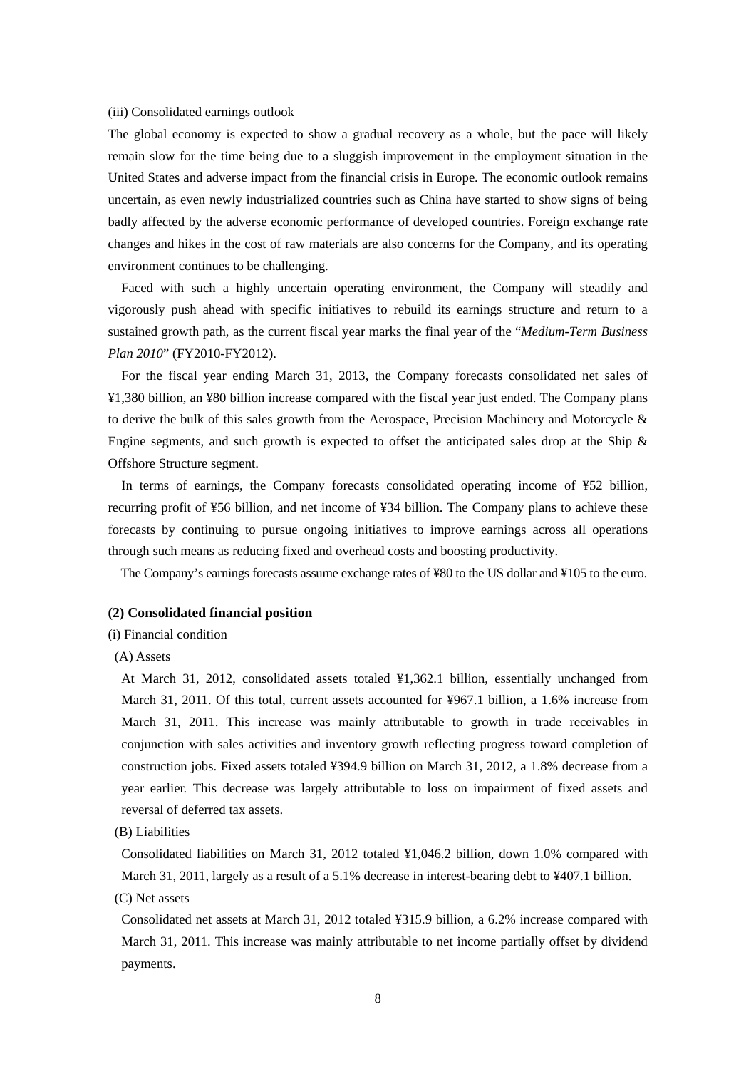(iii) Consolidated earnings outlook

The global economy is expected to show a gradual recovery as a whole, but the pace will likely remain slow for the time being due to a sluggish improvement in the employment situation in the United States and adverse impact from the financial crisis in Europe. The economic outlook remains uncertain, as even newly industrialized countries such as China have started to show signs of being badly affected by the adverse economic performance of developed countries. Foreign exchange rate changes and hikes in the cost of raw materials are also concerns for the Company, and its operating environment continues to be challenging.

Faced with such a highly uncertain operating environment, the Company will steadily and vigorously push ahead with specific initiatives to rebuild its earnings structure and return to a sustained growth path, as the current fiscal year marks the final year of the "*Medium-Term Business Plan 2010*" (FY2010-FY2012).

For the fiscal year ending March 31, 2013, the Company forecasts consolidated net sales of ¥1,380 billion, an ¥80 billion increase compared with the fiscal year just ended. The Company plans to derive the bulk of this sales growth from the Aerospace, Precision Machinery and Motorcycle & Engine segments, and such growth is expected to offset the anticipated sales drop at the Ship & Offshore Structure segment.

In terms of earnings, the Company forecasts consolidated operating income of ¥52 billion, recurring profit of ¥56 billion, and net income of ¥34 billion. The Company plans to achieve these forecasts by continuing to pursue ongoing initiatives to improve earnings across all operations through such means as reducing fixed and overhead costs and boosting productivity.

The Company's earnings forecasts assume exchange rates of ¥80 to the US dollar and ¥105 to the euro.

**(2) Consolidated financial position**

(i) Financial condition

(A) Assets

At March 31, 2012, consolidated assets totaled ¥1,362.1 billion, essentially unchanged from March 31, 2011. Of this total, current assets accounted for ¥967.1 billion, a 1.6% increase from March 31, 2011. This increase was mainly attributable to growth in trade receivables in conjunction with sales activities and inventory growth reflecting progress toward completion of construction jobs. Fixed assets totaled ¥394.9 billion on March 31, 2012, a 1.8% decrease from a year earlier. This decrease was largely attributable to loss on impairment of fixed assets and reversal of deferred tax assets.

(B) Liabilities

Consolidated liabilities on March 31, 2012 totaled ¥1,046.2 billion, down 1.0% compared with March 31, 2011, largely as a result of a 5.1% decrease in interest-bearing debt to ¥407.1 billion.

(C) Net assets

Consolidated net assets at March 31, 2012 totaled ¥315.9 billion, a 6.2% increase compared with March 31, 2011. This increase was mainly attributable to net income partially offset by dividend payments.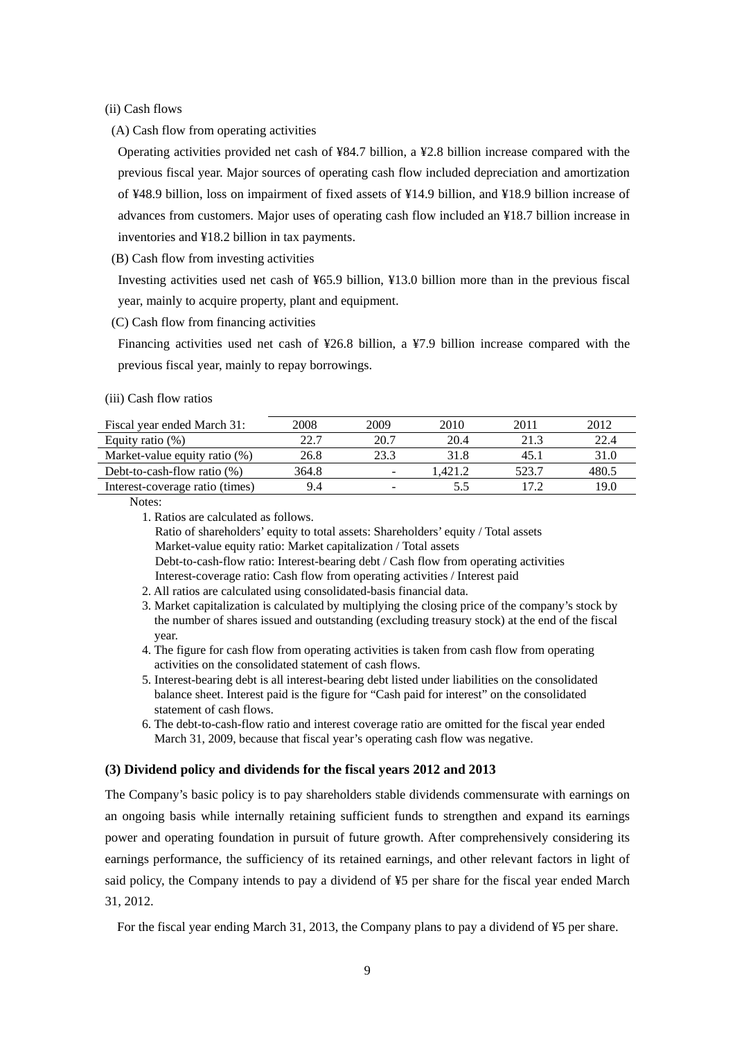(ii) Cash flows

(A) Cash flow from operating activities

Operating activities provided net cash of ¥84.7 billion, a ¥2.8 billion increase compared with the previous fiscal year. Major sources of operating cash flow included depreciation and amortization of ¥48.9 billion, loss on impairment of fixed assets of ¥14.9 billion, and ¥18.9 billion increase of advances from customers. Major uses of operating cash flow included an ¥18.7 billion increase in inventories and ¥18.2 billion in tax payments.

(B) Cash flow from investing activities

Investing activities used net cash of ¥65.9 billion, ¥13.0 billion more than in the previous fiscal year, mainly to acquire property, plant and equipment.

(C) Cash flow from financing activities

Financing activities used net cash of ¥26.8 billion, a ¥7.9 billion increase compared with the previous fiscal year, mainly to repay borrowings.

(iii) Cash flow ratios

| Fiscal year ended March 31: | 2008 | 2009 | 2010 | 2011 | 2012 |
|---|---|---|---|---|---|
| Equity ratio (%) | 22.7 | 20.7 | 20.4 | 21.3 | 22.4 |
| Market-value equity ratio (%) | 26.8 | 23.3 | 31.8 | 45.1 | 31.0 |
| Debt-to-cash-flow ratio (%) | 364.8 | - | 1,421.2 | 523.7 | 480.5 |
| Interest-coverage ratio (times) | 9.4 | - | 5.5 | 17.2 | 19.0 |

Notes:

1. Ratios are calculated as follows.
   Ratio of shareholders' equity to total assets: Shareholders' equity / Total assets
   Market-value equity ratio: Market capitalization / Total assets
   Debt-to-cash-flow ratio: Interest-bearing debt / Cash flow from operating activities
   Interest-coverage ratio: Cash flow from operating activities / Interest paid
2. All ratios are calculated using consolidated-basis financial data.
3. Market capitalization is calculated by multiplying the closing price of the company's stock by the number of shares issued and outstanding (excluding treasury stock) at the end of the fiscal year.
4. The figure for cash flow from operating activities is taken from cash flow from operating activities on the consolidated statement of cash flows.
5. Interest-bearing debt is all interest-bearing debt listed under liabilities on the consolidated balance sheet. Interest paid is the figure for "Cash paid for interest" on the consolidated statement of cash flows.
6. The debt-to-cash-flow ratio and interest coverage ratio are omitted for the fiscal year ended March 31, 2009, because that fiscal year's operating cash flow was negative.

### (3) Dividend policy and dividends for the fiscal years 2012 and 2013

The Company's basic policy is to pay shareholders stable dividends commensurate with earnings on an ongoing basis while internally retaining sufficient funds to strengthen and expand its earnings power and operating foundation in pursuit of future growth. After comprehensively considering its earnings performance, the sufficiency of its retained earnings, and other relevant factors in light of said policy, the Company intends to pay a dividend of ¥5 per share for the fiscal year ended March 31, 2012.

For the fiscal year ending March 31, 2013, the Company plans to pay a dividend of ¥5 per share.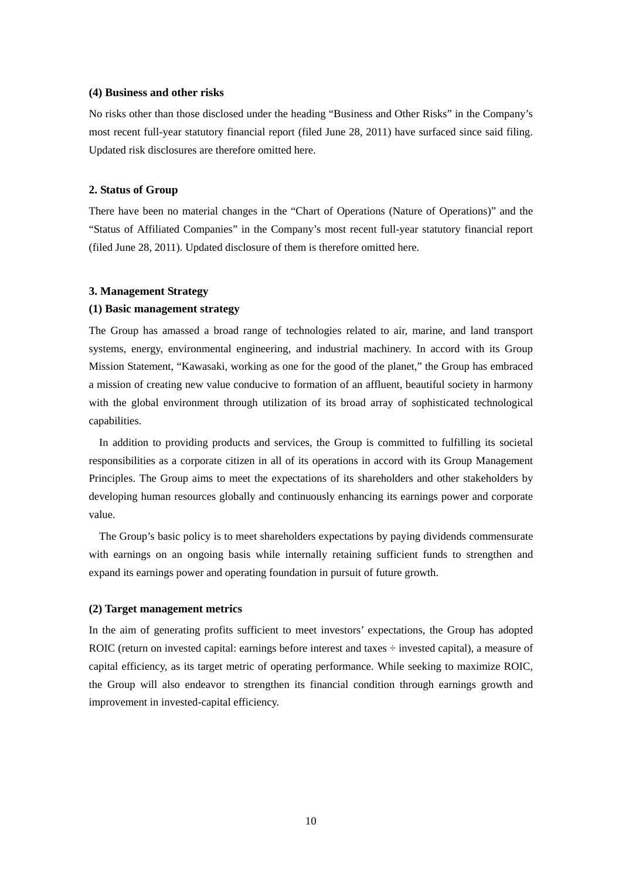### (4) Business and other risks

No risks other than those disclosed under the heading "Business and Other Risks" in the Company's most recent full-year statutory financial report (filed June 28, 2011) have surfaced since said filing. Updated risk disclosures are therefore omitted here.

## 2. Status of Group

There have been no material changes in the "Chart of Operations (Nature of Operations)" and the "Status of Affiliated Companies" in the Company's most recent full-year statutory financial report (filed June 28, 2011). Updated disclosure of them is therefore omitted here.

## 3. Management Strategy

### (1) Basic management strategy

The Group has amassed a broad range of technologies related to air, marine, and land transport systems, energy, environmental engineering, and industrial machinery. In accord with its Group Mission Statement, "Kawasaki, working as one for the good of the planet," the Group has embraced a mission of creating new value conducive to formation of an affluent, beautiful society in harmony with the global environment through utilization of its broad array of sophisticated technological capabilities.

In addition to providing products and services, the Group is committed to fulfilling its societal responsibilities as a corporate citizen in all of its operations in accord with its Group Management Principles. The Group aims to meet the expectations of its shareholders and other stakeholders by developing human resources globally and continuously enhancing its earnings power and corporate value.

The Group's basic policy is to meet shareholders expectations by paying dividends commensurate with earnings on an ongoing basis while internally retaining sufficient funds to strengthen and expand its earnings power and operating foundation in pursuit of future growth.

### (2) Target management metrics

In the aim of generating profits sufficient to meet investors' expectations, the Group has adopted ROIC (return on invested capital: earnings before interest and taxes ÷ invested capital), a measure of capital efficiency, as its target metric of operating performance. While seeking to maximize ROIC, the Group will also endeavor to strengthen its financial condition through earnings growth and improvement in invested-capital efficiency.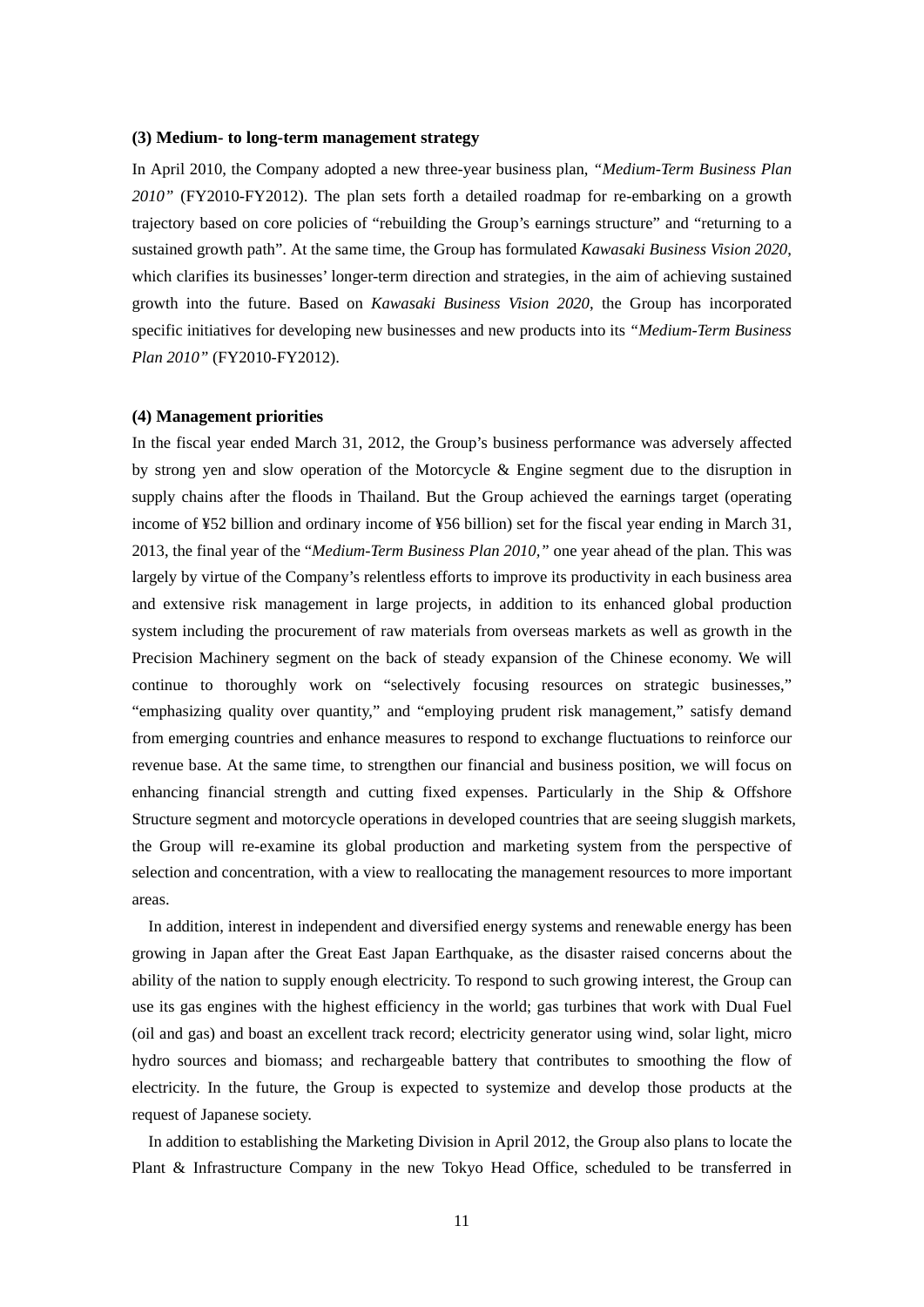**(3) Medium- to long-term management strategy**

In April 2010, the Company adopted a new three-year business plan, *"Medium-Term Business Plan 2010"* (FY2010-FY2012). The plan sets forth a detailed roadmap for re-embarking on a growth trajectory based on core policies of "rebuilding the Group's earnings structure" and "returning to a sustained growth path". At the same time, the Group has formulated *Kawasaki Business Vision 2020*, which clarifies its businesses' longer-term direction and strategies, in the aim of achieving sustained growth into the future. Based on *Kawasaki Business Vision 2020*, the Group has incorporated specific initiatives for developing new businesses and new products into its *"Medium-Term Business Plan 2010"* (FY2010-FY2012).

**(4) Management priorities**

In the fiscal year ended March 31, 2012, the Group's business performance was adversely affected by strong yen and slow operation of the Motorcycle & Engine segment due to the disruption in supply chains after the floods in Thailand. But the Group achieved the earnings target (operating income of ¥52 billion and ordinary income of ¥56 billion) set for the fiscal year ending in March 31, 2013, the final year of the "*Medium-Term Business Plan 2010,"* one year ahead of the plan. This was largely by virtue of the Company's relentless efforts to improve its productivity in each business area and extensive risk management in large projects, in addition to its enhanced global production system including the procurement of raw materials from overseas markets as well as growth in the Precision Machinery segment on the back of steady expansion of the Chinese economy. We will continue to thoroughly work on "selectively focusing resources on strategic businesses," "emphasizing quality over quantity," and "employing prudent risk management," satisfy demand from emerging countries and enhance measures to respond to exchange fluctuations to reinforce our revenue base. At the same time, to strengthen our financial and business position, we will focus on enhancing financial strength and cutting fixed expenses. Particularly in the Ship & Offshore Structure segment and motorcycle operations in developed countries that are seeing sluggish markets, the Group will re-examine its global production and marketing system from the perspective of selection and concentration, with a view to reallocating the management resources to more important areas.

In addition, interest in independent and diversified energy systems and renewable energy has been growing in Japan after the Great East Japan Earthquake, as the disaster raised concerns about the ability of the nation to supply enough electricity. To respond to such growing interest, the Group can use its gas engines with the highest efficiency in the world; gas turbines that work with Dual Fuel (oil and gas) and boast an excellent track record; electricity generator using wind, solar light, micro hydro sources and biomass; and rechargeable battery that contributes to smoothing the flow of electricity. In the future, the Group is expected to systemize and develop those products at the request of Japanese society.

In addition to establishing the Marketing Division in April 2012, the Group also plans to locate the Plant & Infrastructure Company in the new Tokyo Head Office, scheduled to be transferred in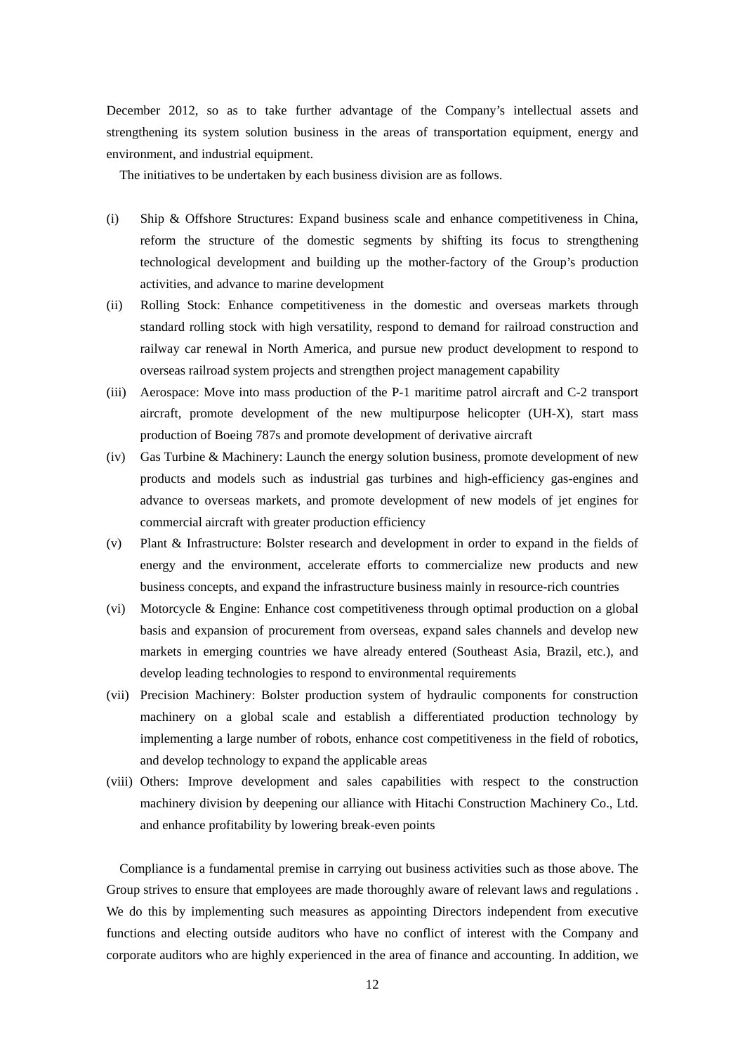December 2012, so as to take further advantage of the Company's intellectual assets and strengthening its system solution business in the areas of transportation equipment, energy and environment, and industrial equipment.

The initiatives to be undertaken by each business division are as follows.

(i) Ship & Offshore Structures: Expand business scale and enhance competitiveness in China, reform the structure of the domestic segments by shifting its focus to strengthening technological development and building up the mother-factory of the Group's production activities, and advance to marine development

(ii) Rolling Stock: Enhance competitiveness in the domestic and overseas markets through standard rolling stock with high versatility, respond to demand for railroad construction and railway car renewal in North America, and pursue new product development to respond to overseas railroad system projects and strengthen project management capability

(iii) Aerospace: Move into mass production of the P-1 maritime patrol aircraft and C-2 transport aircraft, promote development of the new multipurpose helicopter (UH-X), start mass production of Boeing 787s and promote development of derivative aircraft

(iv) Gas Turbine & Machinery: Launch the energy solution business, promote development of new products and models such as industrial gas turbines and high-efficiency gas-engines and advance to overseas markets, and promote development of new models of jet engines for commercial aircraft with greater production efficiency

(v) Plant & Infrastructure: Bolster research and development in order to expand in the fields of energy and the environment, accelerate efforts to commercialize new products and new business concepts, and expand the infrastructure business mainly in resource-rich countries

(vi) Motorcycle & Engine: Enhance cost competitiveness through optimal production on a global basis and expansion of procurement from overseas, expand sales channels and develop new markets in emerging countries we have already entered (Southeast Asia, Brazil, etc.), and develop leading technologies to respond to environmental requirements

(vii) Precision Machinery: Bolster production system of hydraulic components for construction machinery on a global scale and establish a differentiated production technology by implementing a large number of robots, enhance cost competitiveness in the field of robotics, and develop technology to expand the applicable areas

(viii) Others: Improve development and sales capabilities with respect to the construction machinery division by deepening our alliance with Hitachi Construction Machinery Co., Ltd. and enhance profitability by lowering break-even points

Compliance is a fundamental premise in carrying out business activities such as those above. The Group strives to ensure that employees are made thoroughly aware of relevant laws and regulations . We do this by implementing such measures as appointing Directors independent from executive functions and electing outside auditors who have no conflict of interest with the Company and corporate auditors who are highly experienced in the area of finance and accounting. In addition, we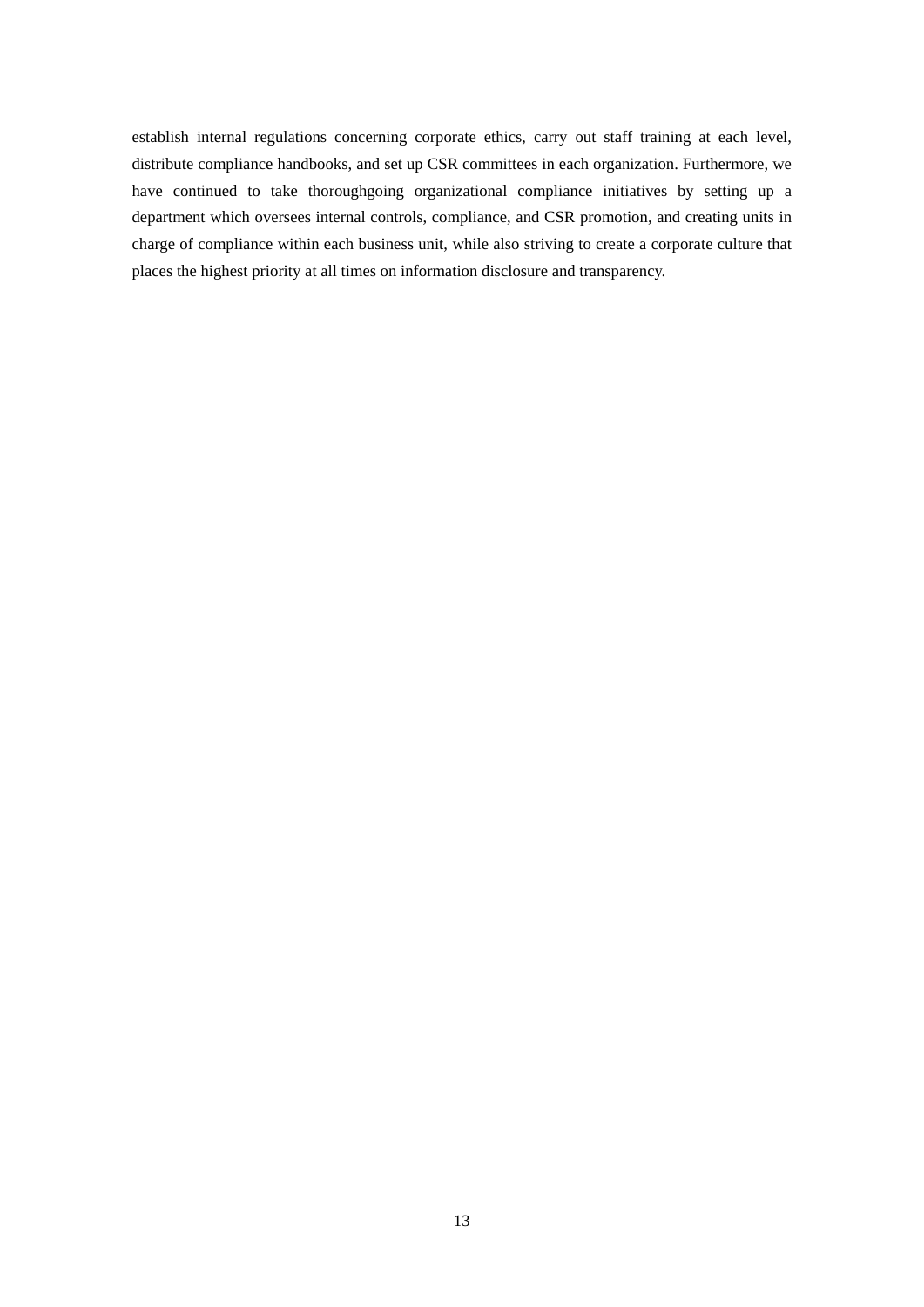establish internal regulations concerning corporate ethics, carry out staff training at each level, distribute compliance handbooks, and set up CSR committees in each organization. Furthermore, we have continued to take thoroughgoing organizational compliance initiatives by setting up a department which oversees internal controls, compliance, and CSR promotion, and creating units in charge of compliance within each business unit, while also striving to create a corporate culture that places the highest priority at all times on information disclosure and transparency.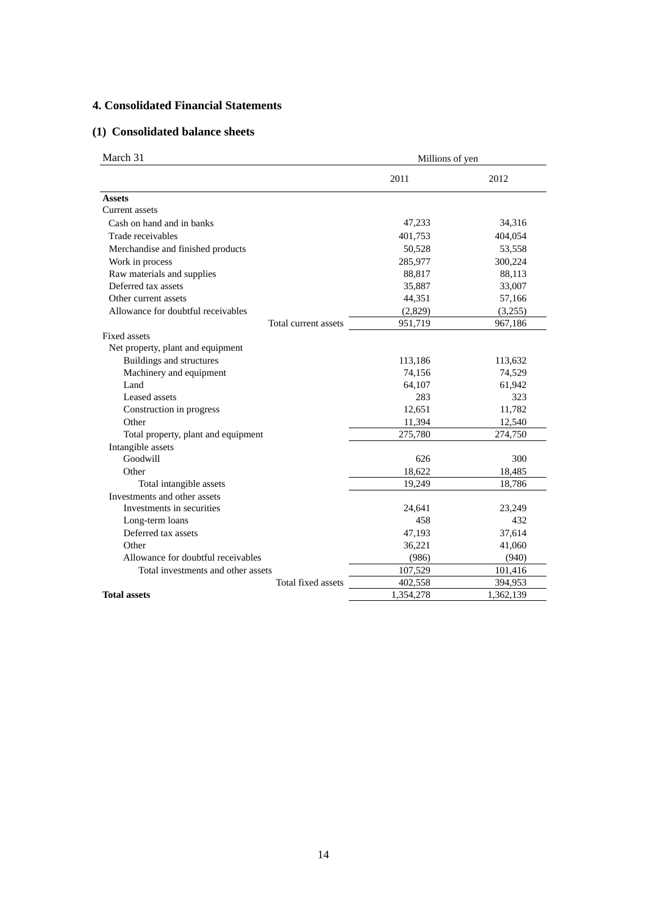## 4. Consolidated Financial Statements

### (1) Consolidated balance sheets

| March 31 | Millions of yen | |
|---|---|---|
| | 2011 | 2012 |
| **Assets** | | |
| Current assets | | |
| Cash on hand and in banks | 47,233 | 34,316 |
| Trade receivables | 401,753 | 404,054 |
| Merchandise and finished products | 50,528 | 53,558 |
| Work in process | 285,977 | 300,224 |
| Raw materials and supplies | 88,817 | 88,113 |
| Deferred tax assets | 35,887 | 33,007 |
| Other current assets | 44,351 | 57,166 |
| Allowance for doubtful receivables | (2,829) | (3,255) |
| Total current assets | 951,719 | 967,186 |
| Fixed assets | | |
| Net property, plant and equipment | | |
| Buildings and structures | 113,186 | 113,632 |
| Machinery and equipment | 74,156 | 74,529 |
| Land | 64,107 | 61,942 |
| Leased assets | 283 | 323 |
| Construction in progress | 12,651 | 11,782 |
| Other | 11,394 | 12,540 |
| Total property, plant and equipment | 275,780 | 274,750 |
| Intangible assets | | |
| Goodwill | 626 | 300 |
| Other | 18,622 | 18,485 |
| Total intangible assets | 19,249 | 18,786 |
| Investments and other assets | | |
| Investments in securities | 24,641 | 23,249 |
| Long-term loans | 458 | 432 |
| Deferred tax assets | 47,193 | 37,614 |
| Other | 36,221 | 41,060 |
| Allowance for doubtful receivables | (986) | (940) |
| Total investments and other assets | 107,529 | 101,416 |
| Total fixed assets | 402,558 | 394,953 |
| **Total assets** | 1,354,278 | 1,362,139 |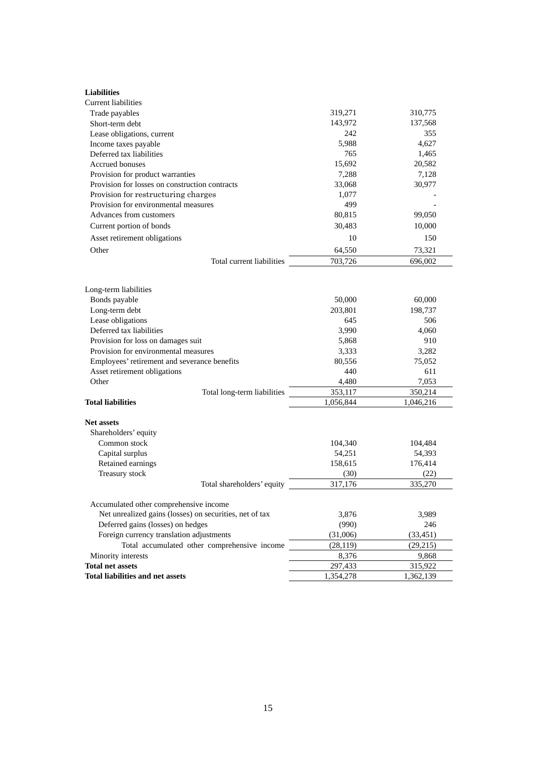| **Liabilities** | | |
|---|---|---|
| Current liabilities | | |
| Trade payables | 319,271 | 310,775 |
| Short-term debt | 143,972 | 137,568 |
| Lease obligations, current | 242 | 355 |
| Income taxes payable | 5,988 | 4,627 |
| Deferred tax liabilities | 765 | 1,465 |
| Accrued bonuses | 15,692 | 20,582 |
| Provision for product warranties | 7,288 | 7,128 |
| Provision for losses on construction contracts | 33,068 | 30,977 |
| Provision for restructuring charges | 1,077 | - |
| Provision for environmental measures | 499 | - |
| Advances from customers | 80,815 | 99,050 |
| Current portion of bonds | 30,483 | 10,000 |
| Asset retirement obligations | 10 | 150 |
| Other | 64,550 | 73,321 |
| Total current liabilities | 703,726 | 696,002 |
| | | |
| Long-term liabilities | | |
| Bonds payable | 50,000 | 60,000 |
| Long-term debt | 203,801 | 198,737 |
| Lease obligations | 645 | 506 |
| Deferred tax liabilities | 3,990 | 4,060 |
| Provision for loss on damages suit | 5,868 | 910 |
| Provision for environmental measures | 3,333 | 3,282 |
| Employees' retirement and severance benefits | 80,556 | 75,052 |
| Asset retirement obligations | 440 | 611 |
| Other | 4,480 | 7,053 |
| Total long-term liabilities | 353,117 | 350,214 |
| **Total liabilities** | 1,056,844 | 1,046,216 |
| | | |
| **Net assets** | | |
| Shareholders' equity | | |
| Common stock | 104,340 | 104,484 |
| Capital surplus | 54,251 | 54,393 |
| Retained earnings | 158,615 | 176,414 |
| Treasury stock | (30) | (22) |
| Total shareholders' equity | 317,176 | 335,270 |
| | | |
| Accumulated other comprehensive income | | |
| Net unrealized gains (losses) on securities, net of tax | 3,876 | 3,989 |
| Deferred gains (losses) on hedges | (990) | 246 |
| Foreign currency translation adjustments | (31,006) | (33,451) |
| Total accumulated other comprehensive income | (28,119) | (29,215) |
| Minority interests | 8,376 | 9,868 |
| **Total net assets** | 297,433 | 315,922 |
| **Total liabilities and net assets** | 1,354,278 | 1,362,139 |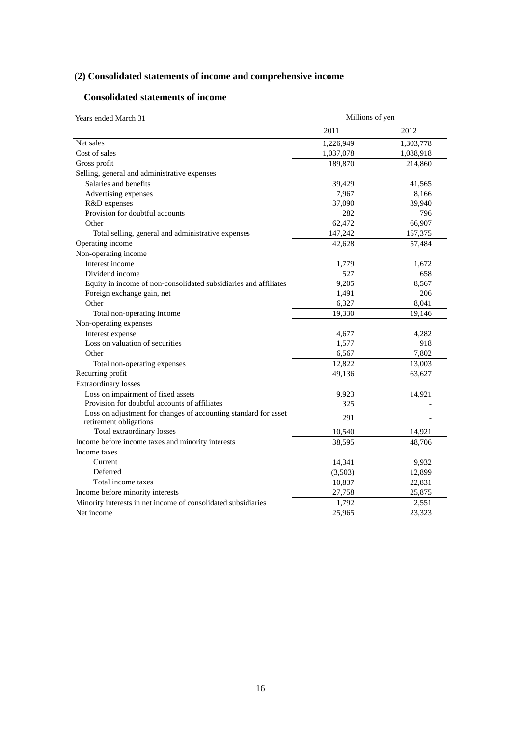## (2) Consolidated statements of income and comprehensive income

### Consolidated statements of income

| Years ended March 31 | Millions of yen | |
|---|---|---|
| | 2011 | 2012 |
| Net sales | 1,226,949 | 1,303,778 |
| Cost of sales | 1,037,078 | 1,088,918 |
| Gross profit | 189,870 | 214,860 |
| Selling, general and administrative expenses | | |
| Salaries and benefits | 39,429 | 41,565 |
| Advertising expenses | 7,967 | 8,166 |
| R&D expenses | 37,090 | 39,940 |
| Provision for doubtful accounts | 282 | 796 |
| Other | 62,472 | 66,907 |
| Total selling, general and administrative expenses | 147,242 | 157,375 |
| Operating income | 42,628 | 57,484 |
| Non-operating income | | |
| Interest income | 1,779 | 1,672 |
| Dividend income | 527 | 658 |
| Equity in income of non-consolidated subsidiaries and affiliates | 9,205 | 8,567 |
| Foreign exchange gain, net | 1,491 | 206 |
| Other | 6,327 | 8,041 |
| Total non-operating income | 19,330 | 19,146 |
| Non-operating expenses | | |
| Interest expense | 4,677 | 4,282 |
| Loss on valuation of securities | 1,577 | 918 |
| Other | 6,567 | 7,802 |
| Total non-operating expenses | 12,822 | 13,003 |
| Recurring profit | 49,136 | 63,627 |
| Extraordinary losses | | |
| Loss on impairment of fixed assets | 9,923 | 14,921 |
| Provision for doubtful accounts of affiliates | 325 | - |
| Loss on adjustment for changes of accounting standard for asset retirement obligations | 291 | - |
| Total extraordinary losses | 10,540 | 14,921 |
| Income before income taxes and minority interests | 38,595 | 48,706 |
| Income taxes | | |
| Current | 14,341 | 9,932 |
| Deferred | (3,503) | 12,899 |
| Total income taxes | 10,837 | 22,831 |
| Income before minority interests | 27,758 | 25,875 |
| Minority interests in net income of consolidated subsidiaries | 1,792 | 2,551 |
| Net income | 25,965 | 23,323 |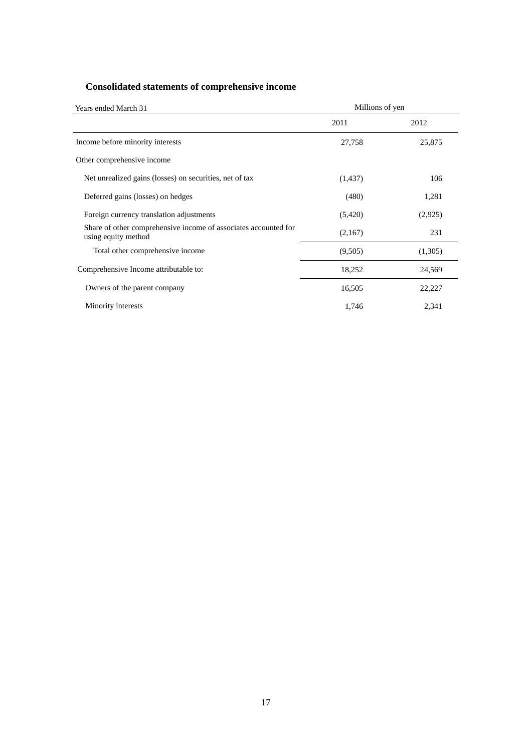## Consolidated statements of comprehensive income

| Years ended March 31 | Millions of yen | |
|---|---|---|
| | 2011 | 2012 |
| Income before minority interests | 27,758 | 25,875 |
| Other comprehensive income | | |
| Net unrealized gains (losses) on securities, net of tax | (1,437) | 106 |
| Deferred gains (losses) on hedges | (480) | 1,281 |
| Foreign currency translation adjustments | (5,420) | (2,925) |
| Share of other comprehensive income of associates accounted for using equity method | (2,167) | 231 |
| Total other comprehensive income | (9,505) | (1,305) |
| Comprehensive Income attributable to: | 18,252 | 24,569 |
| Owners of the parent company | 16,505 | 22,227 |
| Minority interests | 1,746 | 2,341 |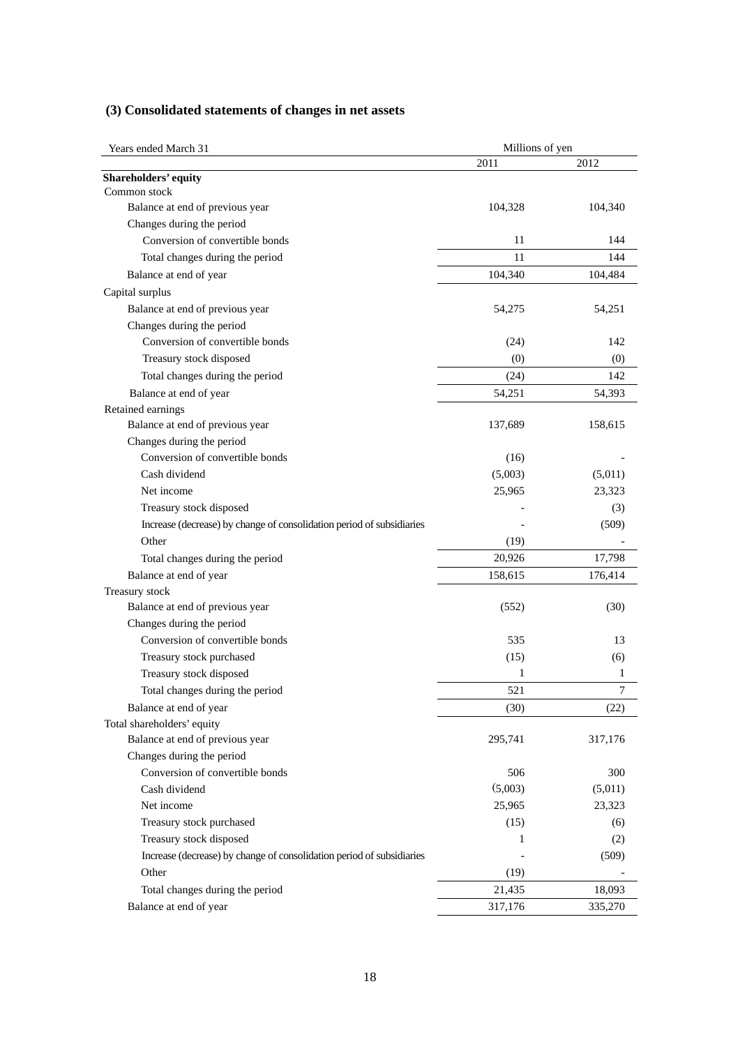### (3) Consolidated statements of changes in net assets

| Years ended March 31 | Millions of yen | |
|---|---|---|
| | 2011 | 2012 |
| **Shareholders' equity** | | |
| Common stock | | |
| Balance at end of previous year | 104,328 | 104,340 |
| Changes during the period | | |
| Conversion of convertible bonds | 11 | 144 |
| Total changes during the period | 11 | 144 |
| Balance at end of year | 104,340 | 104,484 |
| Capital surplus | | |
| Balance at end of previous year | 54,275 | 54,251 |
| Changes during the period | | |
| Conversion of convertible bonds | (24) | 142 |
| Treasury stock disposed | (0) | (0) |
| Total changes during the period | (24) | 142 |
| Balance at end of year | 54,251 | 54,393 |
| Retained earnings | | |
| Balance at end of previous year | 137,689 | 158,615 |
| Changes during the period | | |
| Conversion of convertible bonds | (16) | - |
| Cash dividend | (5,003) | (5,011) |
| Net income | 25,965 | 23,323 |
| Treasury stock disposed | - | (3) |
| Increase (decrease) by change of consolidation period of subsidiaries | - | (509) |
| Other | (19) | - |
| Total changes during the period | 20,926 | 17,798 |
| Balance at end of year | 158,615 | 176,414 |
| Treasury stock | | |
| Balance at end of previous year | (552) | (30) |
| Changes during the period | | |
| Conversion of convertible bonds | 535 | 13 |
| Treasury stock purchased | (15) | (6) |
| Treasury stock disposed | 1 | 1 |
| Total changes during the period | 521 | 7 |
| Balance at end of year | (30) | (22) |
| Total shareholders' equity | | |
| Balance at end of previous year | 295,741 | 317,176 |
| Changes during the period | | |
| Conversion of convertible bonds | 506 | 300 |
| Cash dividend | (5,003) | (5,011) |
| Net income | 25,965 | 23,323 |
| Treasury stock purchased | (15) | (6) |
| Treasury stock disposed | 1 | (2) |
| Increase (decrease) by change of consolidation period of subsidiaries | - | (509) |
| Other | (19) | - |
| Total changes during the period | 21,435 | 18,093 |
| Balance at end of year | 317,176 | 335,270 |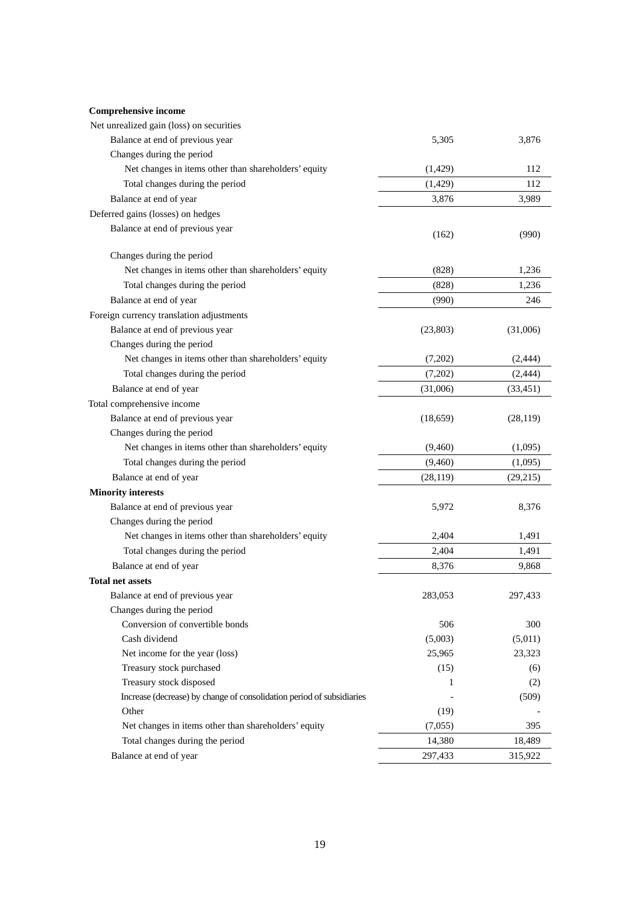| | | |
|---|---|---|
| **Comprehensive income** | | |
| Net unrealized gain (loss) on securities | | |
| Balance at end of previous year | 5,305 | 3,876 |
| Changes during the period | | |
| Net changes in items other than shareholders' equity | (1,429) | 112 |
| Total changes during the period | (1,429) | 112 |
| Balance at end of year | 3,876 | 3,989 |
| Deferred gains (losses) on hedges | | |
| Balance at end of previous year | (162) | (990) |
| Changes during the period | | |
| Net changes in items other than shareholders' equity | (828) | 1,236 |
| Total changes during the period | (828) | 1,236 |
| Balance at end of year | (990) | 246 |
| Foreign currency translation adjustments | | |
| Balance at end of previous year | (23,803) | (31,006) |
| Changes during the period | | |
| Net changes in items other than shareholders' equity | (7,202) | (2,444) |
| Total changes during the period | (7,202) | (2,444) |
| Balance at end of year | (31,006) | (33,451) |
| Total comprehensive income | | |
| Balance at end of previous year | (18,659) | (28,119) |
| Changes during the period | | |
| Net changes in items other than shareholders' equity | (9,460) | (1,095) |
| Total changes during the period | (9,460) | (1,095) |
| Balance at end of year | (28,119) | (29,215) |
| **Minority interests** | | |
| Balance at end of previous year | 5,972 | 8,376 |
| Changes during the period | | |
| Net changes in items other than shareholders' equity | 2,404 | 1,491 |
| Total changes during the period | 2,404 | 1,491 |
| Balance at end of year | 8,376 | 9,868 |
| **Total net assets** | | |
| Balance at end of previous year | 283,053 | 297,433 |
| Changes during the period | | |
| Conversion of convertible bonds | 506 | 300 |
| Cash dividend | (5,003) | (5,011) |
| Net income for the year (loss) | 25,965 | 23,323 |
| Treasury stock purchased | (15) | (6) |
| Treasury stock disposed | 1 | (2) |
| Increase (decrease) by change of consolidation period of subsidiaries | - | (509) |
| Other | (19) | - |
| Net changes in items other than shareholders' equity | (7,055) | 395 |
| Total changes during the period | 14,380 | 18,489 |
| Balance at end of year | 297,433 | 315,922 |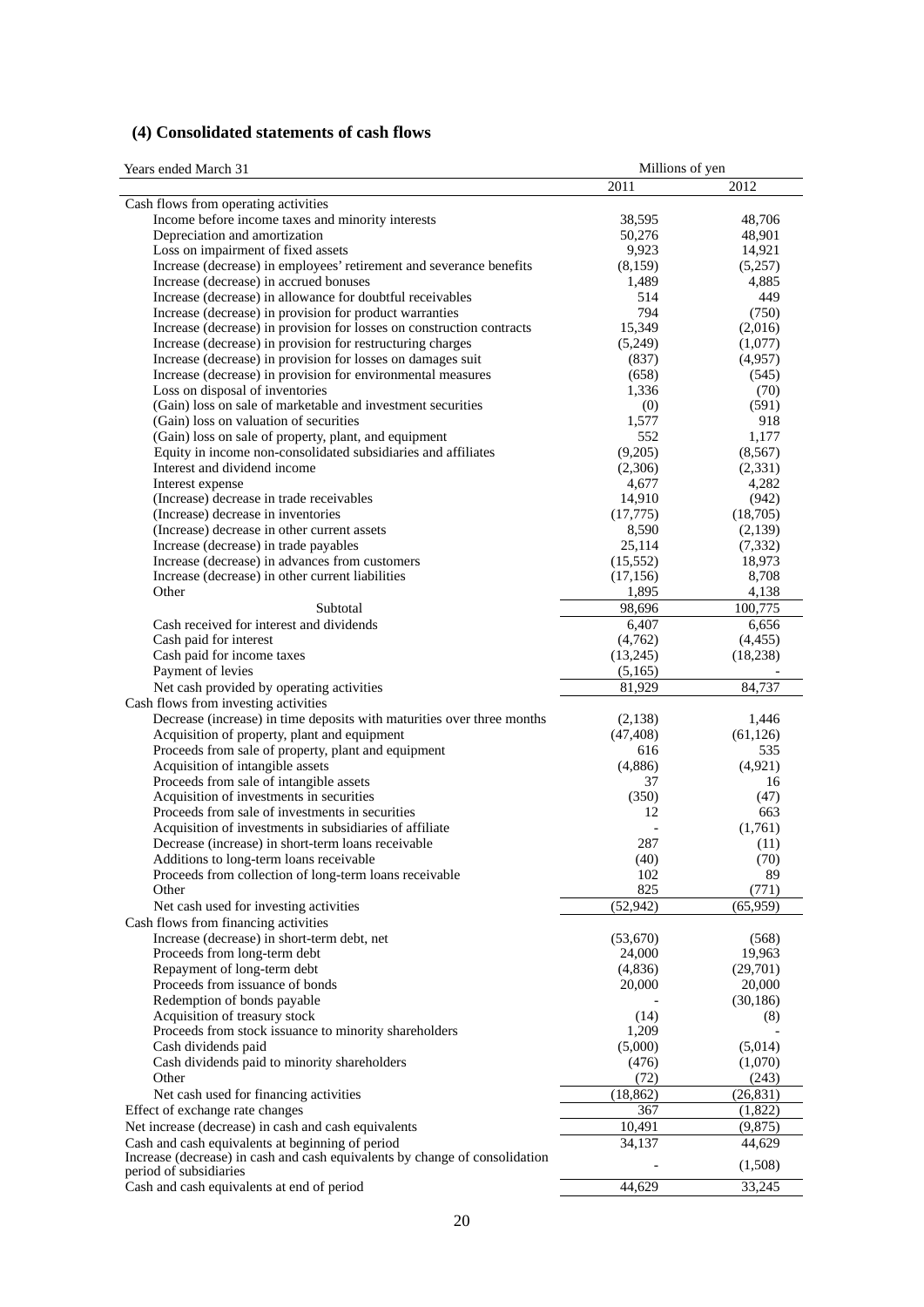### (4) Consolidated statements of cash flows

| Years ended March 31 | Millions of yen | |
|---|---|---|
| | 2011 | 2012 |
| Cash flows from operating activities | | |
| Income before income taxes and minority interests | 38,595 | 48,706 |
| Depreciation and amortization | 50,276 | 48,901 |
| Loss on impairment of fixed assets | 9,923 | 14,921 |
| Increase (decrease) in employees' retirement and severance benefits | (8,159) | (5,257) |
| Increase (decrease) in accrued bonuses | 1,489 | 4,885 |
| Increase (decrease) in allowance for doubtful receivables | 514 | 449 |
| Increase (decrease) in provision for product warranties | 794 | (750) |
| Increase (decrease) in provision for losses on construction contracts | 15,349 | (2,016) |
| Increase (decrease) in provision for restructuring charges | (5,249) | (1,077) |
| Increase (decrease) in provision for losses on damages suit | (837) | (4,957) |
| Increase (decrease) in provision for environmental measures | (658) | (545) |
| Loss on disposal of inventories | 1,336 | (70) |
| (Gain) loss on sale of marketable and investment securities | (0) | (591) |
| (Gain) loss on valuation of securities | 1,577 | 918 |
| (Gain) loss on sale of property, plant, and equipment | 552 | 1,177 |
| Equity in income non-consolidated subsidiaries and affiliates | (9,205) | (8,567) |
| Interest and dividend income | (2,306) | (2,331) |
| Interest expense | 4,677 | 4,282 |
| (Increase) decrease in trade receivables | 14,910 | (942) |
| (Increase) decrease in inventories | (17,775) | (18,705) |
| (Increase) decrease in other current assets | 8,590 | (2,139) |
| Increase (decrease) in trade payables | 25,114 | (7,332) |
| Increase (decrease) in advances from customers | (15,552) | 18,973 |
| Increase (decrease) in other current liabilities | (17,156) | 8,708 |
| Other | 1,895 | 4,138 |
| Subtotal | 98,696 | 100,775 |
| Cash received for interest and dividends | 6,407 | 6,656 |
| Cash paid for interest | (4,762) | (4,455) |
| Cash paid for income taxes | (13,245) | (18,238) |
| Payment of levies | (5,165) | - |
| Net cash provided by operating activities | 81,929 | 84,737 |
| Cash flows from investing activities | | |
| Decrease (increase) in time deposits with maturities over three months | (2,138) | 1,446 |
| Acquisition of property, plant and equipment | (47,408) | (61,126) |
| Proceeds from sale of property, plant and equipment | 616 | 535 |
| Acquisition of intangible assets | (4,886) | (4,921) |
| Proceeds from sale of intangible assets | 37 | 16 |
| Acquisition of investments in securities | (350) | (47) |
| Proceeds from sale of investments in securities | 12 | 663 |
| Acquisition of investments in subsidiaries of affiliate | - | (1,761) |
| Decrease (increase) in short-term loans receivable | 287 | (11) |
| Additions to long-term loans receivable | (40) | (70) |
| Proceeds from collection of long-term loans receivable | 102 | 89 |
| Other | 825 | (771) |
| Net cash used for investing activities | (52,942) | (65,959) |
| Cash flows from financing activities | | |
| Increase (decrease) in short-term debt, net | (53,670) | (568) |
| Proceeds from long-term debt | 24,000 | 19,963 |
| Repayment of long-term debt | (4,836) | (29,701) |
| Proceeds from issuance of bonds | 20,000 | 20,000 |
| Redemption of bonds payable | - | (30,186) |
| Acquisition of treasury stock | (14) | (8) |
| Proceeds from stock issuance to minority shareholders | 1,209 | - |
| Cash dividends paid | (5,000) | (5,014) |
| Cash dividends paid to minority shareholders | (476) | (1,070) |
| Other | (72) | (243) |
| Net cash used for financing activities | (18,862) | (26,831) |
| Effect of exchange rate changes | 367 | (1,822) |
| Net increase (decrease) in cash and cash equivalents | 10,491 | (9,875) |
| Cash and cash equivalents at beginning of period | 34,137 | 44,629 |
| Increase (decrease) in cash and cash equivalents by change of consolidation period of subsidiaries | - | (1,508) |
| Cash and cash equivalents at end of period | 44,629 | 33,245 |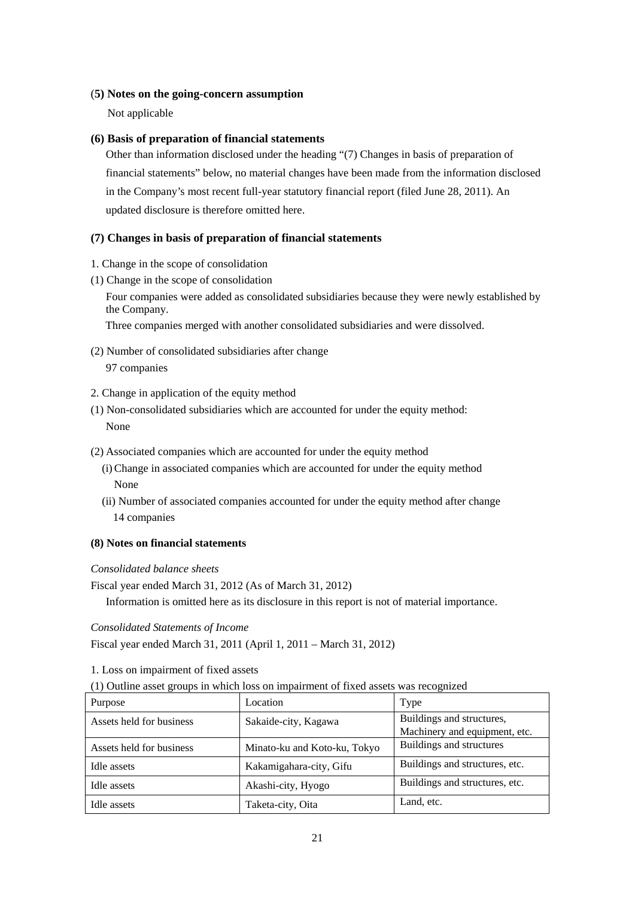### (5) Notes on the going-concern assumption

Not applicable

### (6) Basis of preparation of financial statements

Other than information disclosed under the heading "(7) Changes in basis of preparation of financial statements" below, no material changes have been made from the information disclosed in the Company's most recent full-year statutory financial report (filed June 28, 2011). An updated disclosure is therefore omitted here.

### (7) Changes in basis of preparation of financial statements

1. Change in the scope of consolidation

(1) Change in the scope of consolidation

Four companies were added as consolidated subsidiaries because they were newly established by the Company.

Three companies merged with another consolidated subsidiaries and were dissolved.

(2) Number of consolidated subsidiaries after change

97 companies

2. Change in application of the equity method

(1) Non-consolidated subsidiaries which are accounted for under the equity method:

None

(2) Associated companies which are accounted for under the equity method

(i) Change in associated companies which are accounted for under the equity method

None

(ii) Number of associated companies accounted for under the equity method after change

14 companies

### (8) Notes on financial statements

*Consolidated balance sheets*

Fiscal year ended March 31, 2012 (As of March 31, 2012)

Information is omitted here as its disclosure in this report is not of material importance.

*Consolidated Statements of Income*

Fiscal year ended March 31, 2011 (April 1, 2011 – March 31, 2012)

1. Loss on impairment of fixed assets

(1) Outline asset groups in which loss on impairment of fixed assets was recognized

| Purpose | Location | Type |
|---|---|---|
| Assets held for business | Sakaide-city, Kagawa | Buildings and structures, Machinery and equipment, etc. |
| Assets held for business | Minato-ku and Koto-ku, Tokyo | Buildings and structures |
| Idle assets | Kakamigahara-city, Gifu | Buildings and structures, etc. |
| Idle assets | Akashi-city, Hyogo | Buildings and structures, etc. |
| Idle assets | Taketa-city, Oita | Land, etc. |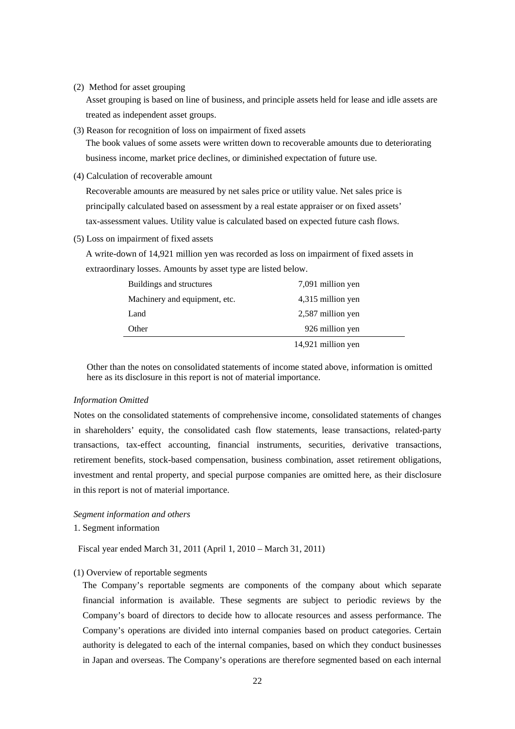(2) Method for asset grouping

Asset grouping is based on line of business, and principle assets held for lease and idle assets are treated as independent asset groups.

(3) Reason for recognition of loss on impairment of fixed assets

The book values of some assets were written down to recoverable amounts due to deteriorating business income, market price declines, or diminished expectation of future use.

(4) Calculation of recoverable amount

Recoverable amounts are measured by net sales price or utility value. Net sales price is principally calculated based on assessment by a real estate appraiser or on fixed assets' tax-assessment values. Utility value is calculated based on expected future cash flows.

(5) Loss on impairment of fixed assets

A write-down of 14,921 million yen was recorded as loss on impairment of fixed assets in extraordinary losses. Amounts by asset type are listed below.

| | |
|---|---|
| Buildings and structures | 7,091 million yen |
| Machinery and equipment, etc. | 4,315 million yen |
| Land | 2,587 million yen |
| Other | 926 million yen |
| | 14,921 million yen |

Other than the notes on consolidated statements of income stated above, information is omitted here as its disclosure in this report is not of material importance.

*Information Omitted*

Notes on the consolidated statements of comprehensive income, consolidated statements of changes in shareholders' equity, the consolidated cash flow statements, lease transactions, related-party transactions, tax-effect accounting, financial instruments, securities, derivative transactions, retirement benefits, stock-based compensation, business combination, asset retirement obligations, investment and rental property, and special purpose companies are omitted here, as their disclosure in this report is not of material importance.

*Segment information and others*

1. Segment information

Fiscal year ended March 31, 2011 (April 1, 2010 – March 31, 2011)

(1) Overview of reportable segments

The Company's reportable segments are components of the company about which separate financial information is available. These segments are subject to periodic reviews by the Company's board of directors to decide how to allocate resources and assess performance. The Company's operations are divided into internal companies based on product categories. Certain authority is delegated to each of the internal companies, based on which they conduct businesses in Japan and overseas. The Company's operations are therefore segmented based on each internal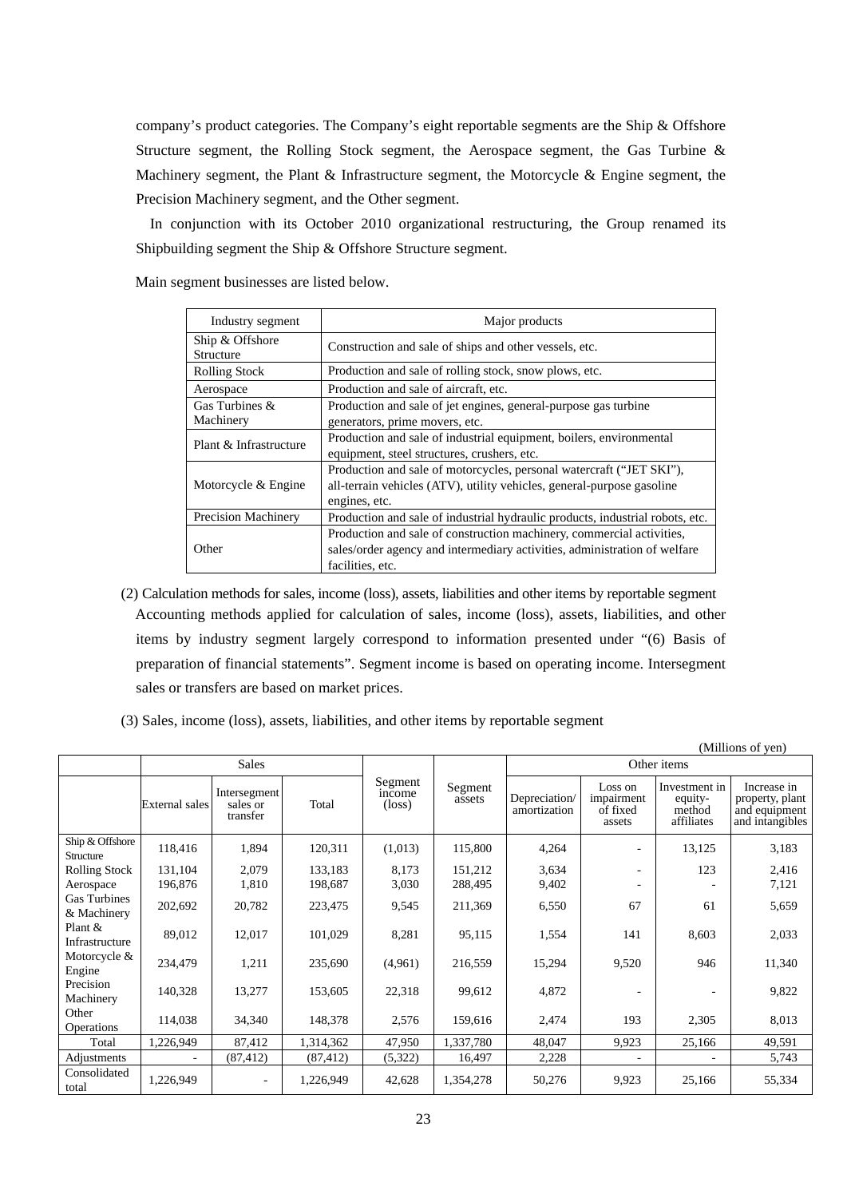company's product categories. The Company's eight reportable segments are the Ship & Offshore Structure segment, the Rolling Stock segment, the Aerospace segment, the Gas Turbine & Machinery segment, the Plant & Infrastructure segment, the Motorcycle & Engine segment, the Precision Machinery segment, and the Other segment.

In conjunction with its October 2010 organizational restructuring, the Group renamed its Shipbuilding segment the Ship & Offshore Structure segment.

Main segment businesses are listed below.

| Industry segment | Major products |
|---|---|
| Ship & Offshore Structure | Construction and sale of ships and other vessels, etc. |
| Rolling Stock | Production and sale of rolling stock, snow plows, etc. |
| Aerospace | Production and sale of aircraft, etc. |
| Gas Turbines & Machinery | Production and sale of jet engines, general-purpose gas turbine generators, prime movers, etc. |
| Plant & Infrastructure | Production and sale of industrial equipment, boilers, environmental equipment, steel structures, crushers, etc. |
| Motorcycle & Engine | Production and sale of motorcycles, personal watercraft ("JET SKI"), all-terrain vehicles (ATV), utility vehicles, general-purpose gasoline engines, etc. |
| Precision Machinery | Production and sale of industrial hydraulic products, industrial robots, etc. |
| Other | Production and sale of construction machinery, commercial activities, sales/order agency and intermediary activities, administration of welfare facilities, etc. |

(2) Calculation methods for sales, income (loss), assets, liabilities and other items by reportable segment

Accounting methods applied for calculation of sales, income (loss), assets, liabilities, and other items by industry segment largely correspond to information presented under "(6) Basis of preparation of financial statements". Segment income is based on operating income. Intersegment sales or transfers are based on market prices.

(3) Sales, income (loss), assets, liabilities, and other items by reportable segment

(Millions of yen)

| | Sales | | | Segment income (loss) | Segment assets | Other items | | | |
|---|---|---|---|---|---|---|---|---|---|
| | External sales | Intersegment sales or transfer | Total | | | Depreciation/ amortization | Loss on impairment of fixed assets | Investment in equity-method affiliates | Increase in property, plant and equipment and intangibles |
| Ship & Offshore Structure | 118,416 | 1,894 | 120,311 | (1,013) | 115,800 | 4,264 | - | 13,125 | 3,183 |
| Rolling Stock | 131,104 | 2,079 | 133,183 | 8,173 | 151,212 | 3,634 | - | 123 | 2,416 |
| Aerospace | 196,876 | 1,810 | 198,687 | 3,030 | 288,495 | 9,402 | - | - | 7,121 |
| Gas Turbines & Machinery | 202,692 | 20,782 | 223,475 | 9,545 | 211,369 | 6,550 | 67 | 61 | 5,659 |
| Plant & Infrastructure | 89,012 | 12,017 | 101,029 | 8,281 | 95,115 | 1,554 | 141 | 8,603 | 2,033 |
| Motorcycle & Engine | 234,479 | 1,211 | 235,690 | (4,961) | 216,559 | 15,294 | 9,520 | 946 | 11,340 |
| Precision Machinery | 140,328 | 13,277 | 153,605 | 22,318 | 99,612 | 4,872 | - | - | 9,822 |
| Other Operations | 114,038 | 34,340 | 148,378 | 2,576 | 159,616 | 2,474 | 193 | 2,305 | 8,013 |
| Total | 1,226,949 | 87,412 | 1,314,362 | 47,950 | 1,337,780 | 48,047 | 9,923 | 25,166 | 49,591 |
| Adjustments | - | (87,412) | (87,412) | (5,322) | 16,497 | 2,228 | - | - | 5,743 |
| Consolidated total | 1,226,949 | - | 1,226,949 | 42,628 | 1,354,278 | 50,276 | 9,923 | 25,166 | 55,334 |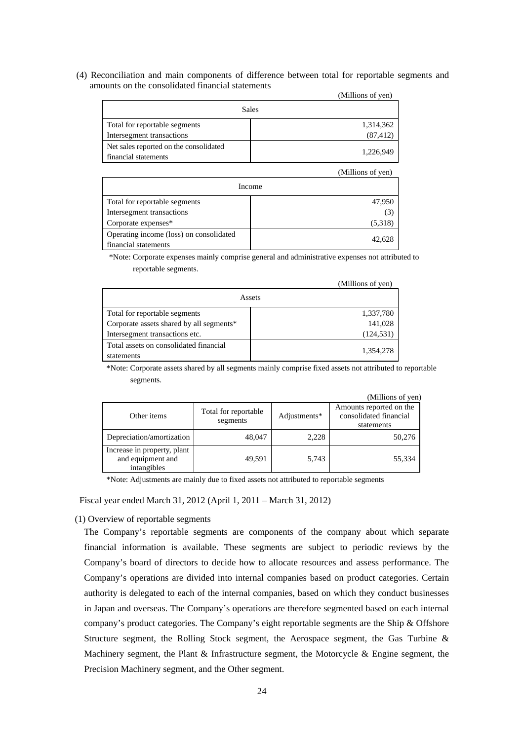(4) Reconciliation and main components of difference between total for reportable segments and amounts on the consolidated financial statements

(Millions of yen)

| Sales | |
|---|---|
| Total for reportable segments | 1,314,362 |
| Intersegment transactions | (87,412) |
| Net sales reported on the consolidated financial statements | 1,226,949 |

(Millions of yen)

| Income | |
|---|---|
| Total for reportable segments | 47,950 |
| Intersegment transactions | (3) |
| Corporate expenses* | (5,318) |
| Operating income (loss) on consolidated financial statements | 42,628 |

*Note: Corporate expenses mainly comprise general and administrative expenses not attributed to reportable segments.

(Millions of yen)

| Assets | |
|---|---|
| Total for reportable segments | 1,337,780 |
| Corporate assets shared by all segments* | 141,028 |
| Intersegment transactions etc. | (124,531) |
| Total assets on consolidated financial statements | 1,354,278 |

*Note: Corporate assets shared by all segments mainly comprise fixed assets not attributed to reportable segments.

(Millions of yen)

| Other items | Total for reportable segments | Adjustments* | Amounts reported on the consolidated financial statements |
|---|---|---|---|
| Depreciation/amortization | 48,047 | 2,228 | 50,276 |
| Increase in property, plant and equipment and intangibles | 49,591 | 5,743 | 55,334 |

*Note: Adjustments are mainly due to fixed assets not attributed to reportable segments

Fiscal year ended March 31, 2012 (April 1, 2011 – March 31, 2012)

(1) Overview of reportable segments

The Company's reportable segments are components of the company about which separate financial information is available. These segments are subject to periodic reviews by the Company's board of directors to decide how to allocate resources and assess performance. The Company's operations are divided into internal companies based on product categories. Certain authority is delegated to each of the internal companies, based on which they conduct businesses in Japan and overseas. The Company's operations are therefore segmented based on each internal company's product categories. The Company's eight reportable segments are the Ship & Offshore Structure segment, the Rolling Stock segment, the Aerospace segment, the Gas Turbine & Machinery segment, the Plant & Infrastructure segment, the Motorcycle & Engine segment, the Precision Machinery segment, and the Other segment.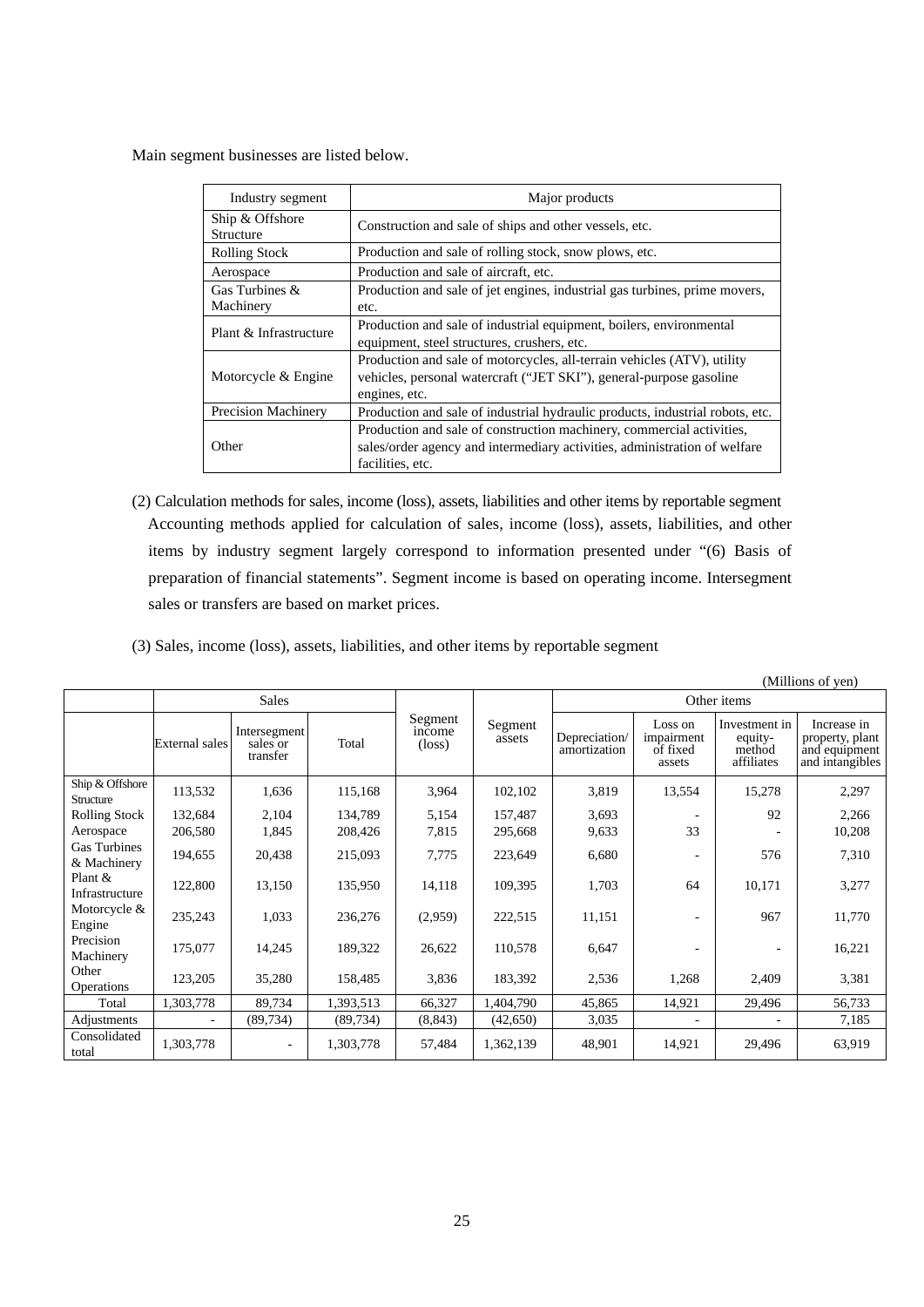Main segment businesses are listed below.

| Industry segment | Major products |
|---|---|
| Ship & Offshore Structure | Construction and sale of ships and other vessels, etc. |
| Rolling Stock | Production and sale of rolling stock, snow plows, etc. |
| Aerospace | Production and sale of aircraft, etc. |
| Gas Turbines & Machinery | Production and sale of jet engines, industrial gas turbines, prime movers, etc. |
| Plant & Infrastructure | Production and sale of industrial equipment, boilers, environmental equipment, steel structures, crushers, etc. |
| Motorcycle & Engine | Production and sale of motorcycles, all-terrain vehicles (ATV), utility vehicles, personal watercraft ("JET SKI"), general-purpose gasoline engines, etc. |
| Precision Machinery | Production and sale of industrial hydraulic products, industrial robots, etc. |
| Other | Production and sale of construction machinery, commercial activities, sales/order agency and intermediary activities, administration of welfare facilities, etc. |

(2) Calculation methods for sales, income (loss), assets, liabilities and other items by reportable segment

Accounting methods applied for calculation of sales, income (loss), assets, liabilities, and other items by industry segment largely correspond to information presented under "(6) Basis of preparation of financial statements". Segment income is based on operating income. Intersegment sales or transfers are based on market prices.

(3) Sales, income (loss), assets, liabilities, and other items by reportable segment

(Millions of yen)

| | Sales | | | Segment income (loss) | Segment assets | Other items | | | |
|---|---|---|---|---|---|---|---|---|---|
| | External sales | Intersegment sales or transfer | Total | | | Depreciation/ amortization | Loss on impairment of fixed assets | Investment in equity-method affiliates | Increase in property, plant and equipment and intangibles |
| Ship & Offshore Structure | 113,532 | 1,636 | 115,168 | 3,964 | 102,102 | 3,819 | 13,554 | 15,278 | 2,297 |
| Rolling Stock | 132,684 | 2,104 | 134,789 | 5,154 | 157,487 | 3,693 | - | 92 | 2,266 |
| Aerospace | 206,580 | 1,845 | 208,426 | 7,815 | 295,668 | 9,633 | 33 | - | 10,208 |
| Gas Turbines & Machinery | 194,655 | 20,438 | 215,093 | 7,775 | 223,649 | 6,680 | - | 576 | 7,310 |
| Plant & Infrastructure | 122,800 | 13,150 | 135,950 | 14,118 | 109,395 | 1,703 | 64 | 10,171 | 3,277 |
| Motorcycle & Engine | 235,243 | 1,033 | 236,276 | (2,959) | 222,515 | 11,151 | - | 967 | 11,770 |
| Precision Machinery | 175,077 | 14,245 | 189,322 | 26,622 | 110,578 | 6,647 | - | - | 16,221 |
| Other Operations | 123,205 | 35,280 | 158,485 | 3,836 | 183,392 | 2,536 | 1,268 | 2,409 | 3,381 |
| Total | 1,303,778 | 89,734 | 1,393,513 | 66,327 | 1,404,790 | 45,865 | 14,921 | 29,496 | 56,733 |
| Adjustments | - | (89,734) | (89,734) | (8,843) | (42,650) | 3,035 | - | - | 7,185 |
| Consolidated total | 1,303,778 | - | 1,303,778 | 57,484 | 1,362,139 | 48,901 | 14,921 | 29,496 | 63,919 |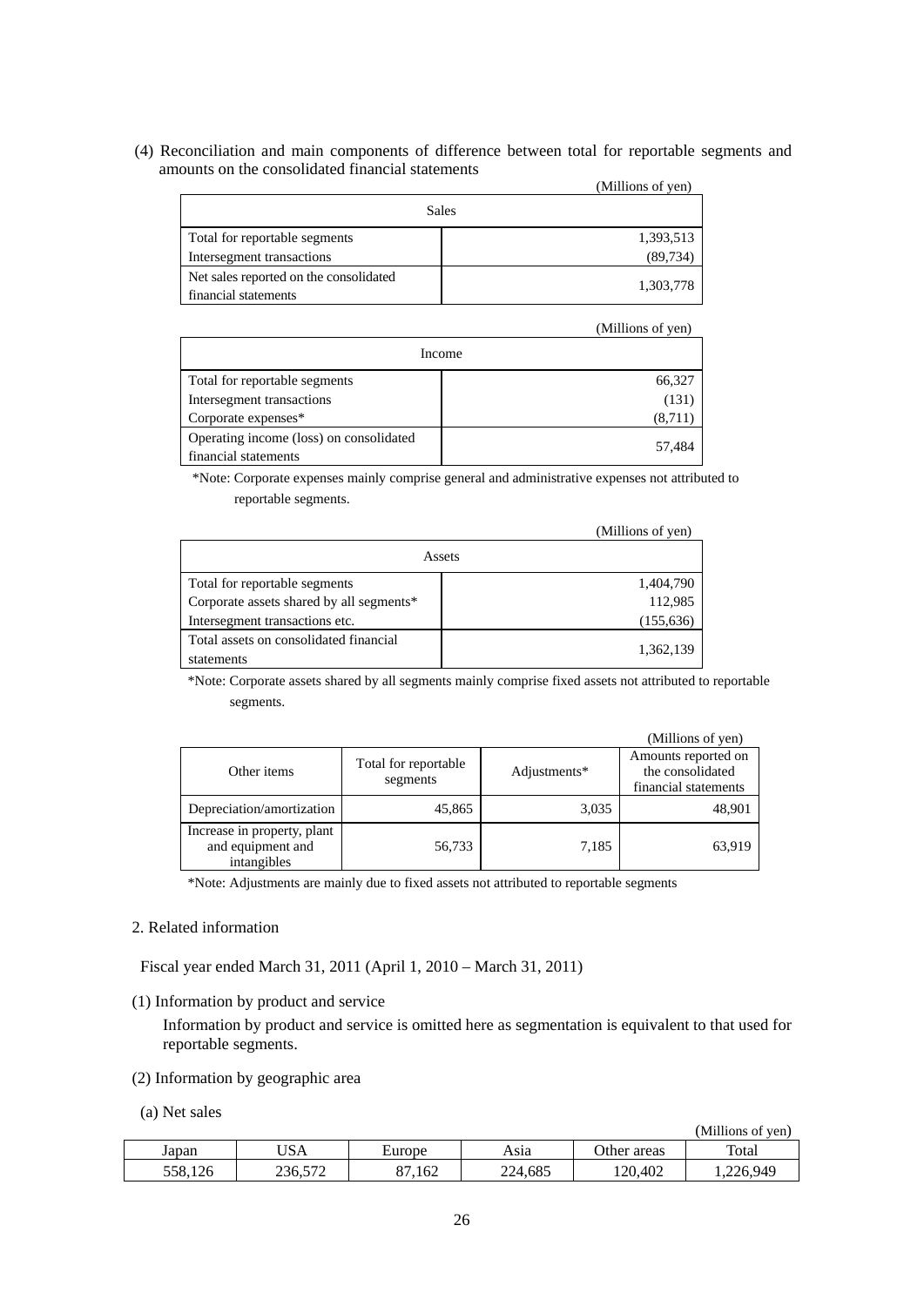(4) Reconciliation and main components of difference between total for reportable segments and amounts on the consolidated financial statements

(Millions of yen)

| Sales | |
|---|---|
| Total for reportable segments | 1,393,513 |
| Intersegment transactions | (89,734) |
| Net sales reported on the consolidated financial statements | 1,303,778 |

(Millions of yen)

| Income | |
|---|---|
| Total for reportable segments | 66,327 |
| Intersegment transactions | (131) |
| Corporate expenses* | (8,711) |
| Operating income (loss) on consolidated financial statements | 57,484 |

*Note: Corporate expenses mainly comprise general and administrative expenses not attributed to reportable segments.

(Millions of yen)

| Assets | |
|---|---|
| Total for reportable segments | 1,404,790 |
| Corporate assets shared by all segments* | 112,985 |
| Intersegment transactions etc. | (155,636) |
| Total assets on consolidated financial statements | 1,362,139 |

*Note: Corporate assets shared by all segments mainly comprise fixed assets not attributed to reportable segments.

(Millions of yen)

| Other items | Total for reportable segments | Adjustments* | Amounts reported on the consolidated financial statements |
|---|---|---|---|
| Depreciation/amortization | 45,865 | 3,035 | 48,901 |
| Increase in property, plant and equipment and intangibles | 56,733 | 7,185 | 63,919 |

*Note: Adjustments are mainly due to fixed assets not attributed to reportable segments

2. Related information

Fiscal year ended March 31, 2011 (April 1, 2010 – March 31, 2011)

(1) Information by product and service

Information by product and service is omitted here as segmentation is equivalent to that used for reportable segments.

(2) Information by geographic area

(a) Net sales

(Millions of yen)

| Japan | USA | Europe | Asia | Other areas | Total |
|---|---|---|---|---|---|
| 558,126 | 236,572 | 87,162 | 224,685 | 120,402 | 1,226,949 |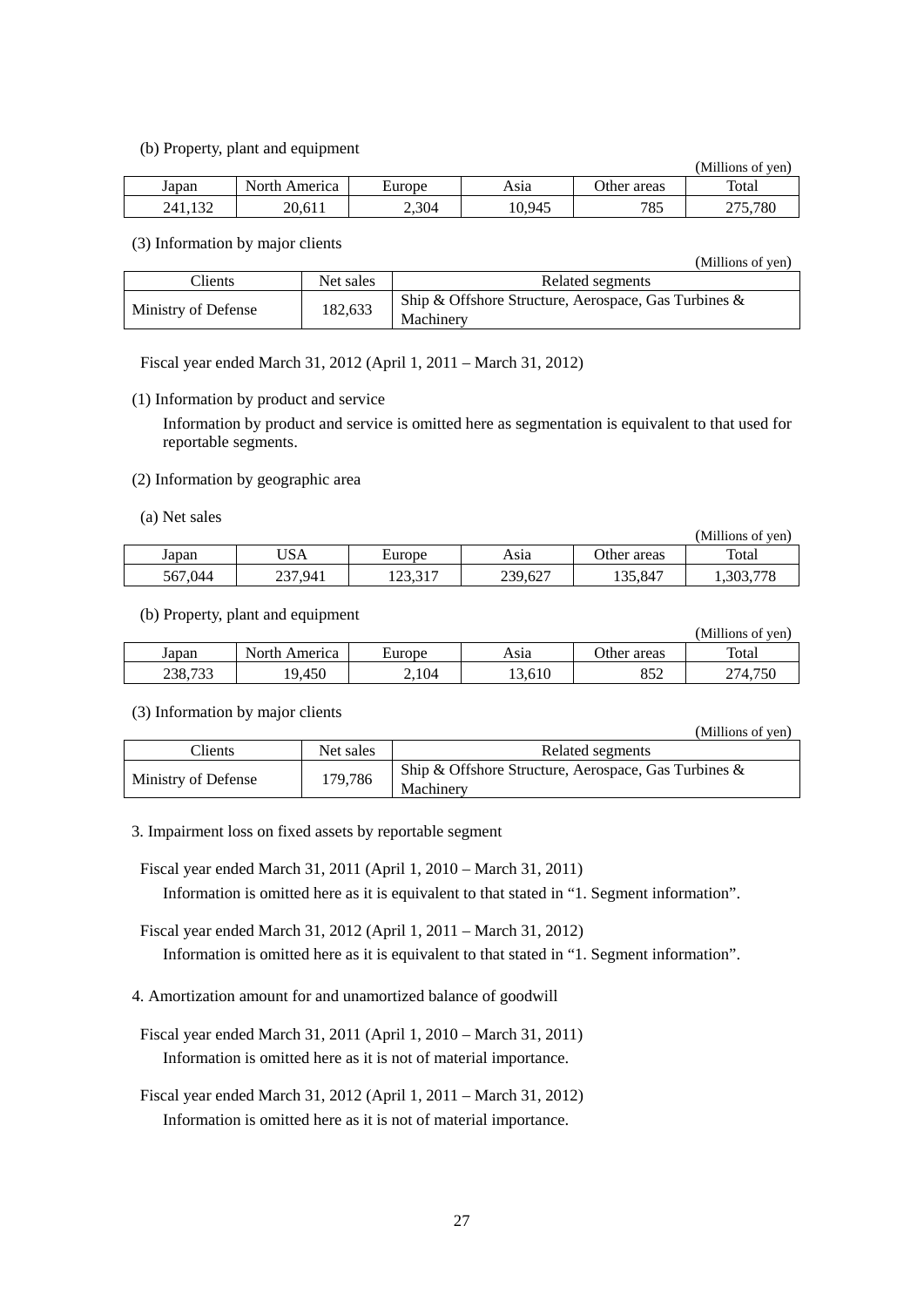(b) Property, plant and equipment

(Millions of yen)

| Japan | North America | Europe | Asia | Other areas | Total |
|---|---|---|---|---|---|
| 241,132 | 20,611 | 2,304 | 10,945 | 785 | 275,780 |

(3) Information by major clients

(Millions of yen)

| Clients | Net sales | Related segments |
|---|---|---|
| Ministry of Defense | 182,633 | Ship & Offshore Structure, Aerospace, Gas Turbines & Machinery |

Fiscal year ended March 31, 2012 (April 1, 2011 – March 31, 2012)

(1) Information by product and service

Information by product and service is omitted here as segmentation is equivalent to that used for reportable segments.

(2) Information by geographic area

(a) Net sales

(Millions of yen)

| Japan | USA | Europe | Asia | Other areas | Total |
|---|---|---|---|---|---|
| 567,044 | 237,941 | 123,317 | 239,627 | 135,847 | 1,303,778 |

(b) Property, plant and equipment

(Millions of yen)

| Japan | North America | Europe | Asia | Other areas | Total |
|---|---|---|---|---|---|
| 238,733 | 19,450 | 2,104 | 13,610 | 852 | 274,750 |

(3) Information by major clients

(Millions of yen)

| Clients | Net sales | Related segments |
|---|---|---|
| Ministry of Defense | 179,786 | Ship & Offshore Structure, Aerospace, Gas Turbines & Machinery |

3. Impairment loss on fixed assets by reportable segment

Fiscal year ended March 31, 2011 (April 1, 2010 – March 31, 2011)

Information is omitted here as it is equivalent to that stated in "1. Segment information".

Fiscal year ended March 31, 2012 (April 1, 2011 – March 31, 2012)

Information is omitted here as it is equivalent to that stated in "1. Segment information".

4. Amortization amount for and unamortized balance of goodwill

Fiscal year ended March 31, 2011 (April 1, 2010 – March 31, 2011)

Information is omitted here as it is not of material importance.

Fiscal year ended March 31, 2012 (April 1, 2011 – March 31, 2012)

Information is omitted here as it is not of material importance.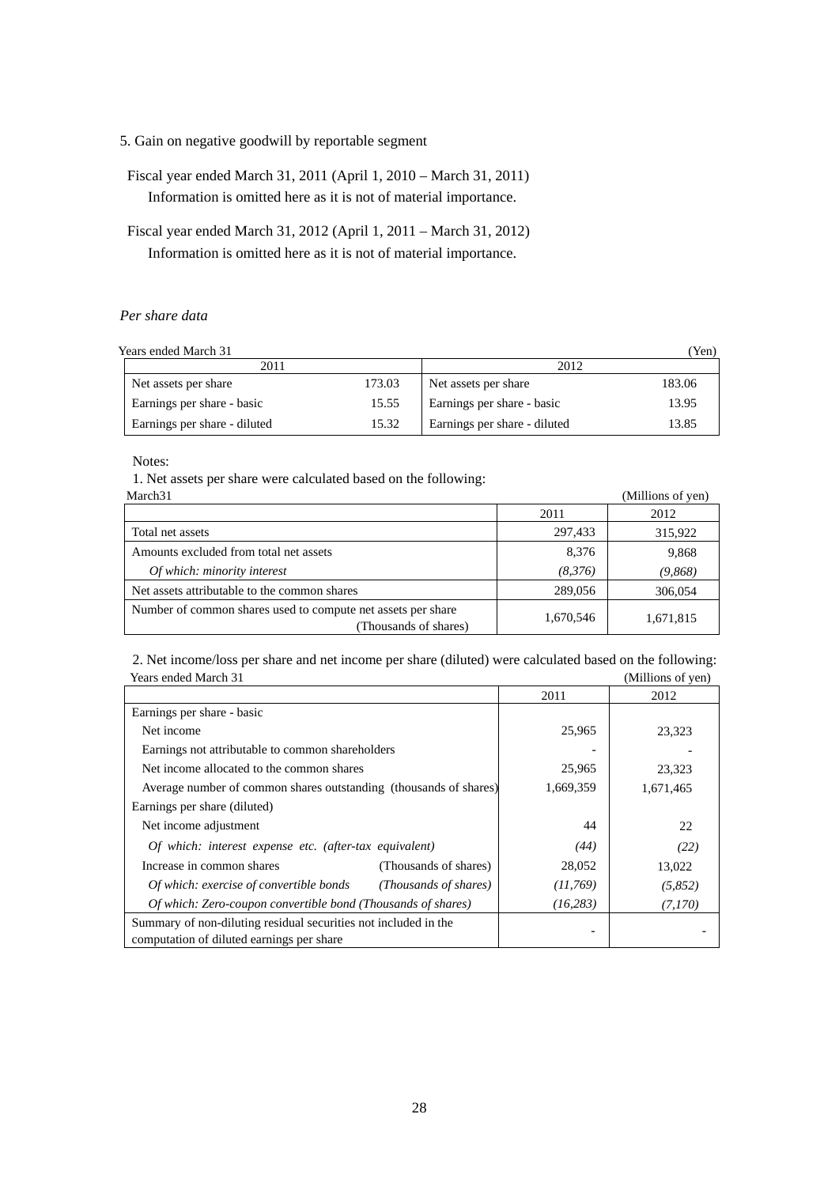5. Gain on negative goodwill by reportable segment

Fiscal year ended March 31, 2011 (April 1, 2010 – March 31, 2011)
Information is omitted here as it is not of material importance.

Fiscal year ended March 31, 2012 (April 1, 2011 – March 31, 2012)
Information is omitted here as it is not of material importance.

*Per share data*

Years ended March 31 (Yen)

| 2011 | | 2012 | |
|---|---|---|---|
| Net assets per share | 173.03 | Net assets per share | 183.06 |
| Earnings per share - basic | 15.55 | Earnings per share - basic | 13.95 |
| Earnings per share - diluted | 15.32 | Earnings per share - diluted | 13.85 |

Notes:

1. Net assets per share were calculated based on the following:

March31 (Millions of yen)

| | 2011 | 2012 |
|---|---|---|
| Total net assets | 297,433 | 315,922 |
| Amounts excluded from total net assets | 8,376 | 9,868 |
| *Of which: minority interest* | *(8,376)* | *(9,868)* |
| Net assets attributable to the common shares | 289,056 | 306,054 |
| Number of common shares used to compute net assets per share (Thousands of shares) | 1,670,546 | 1,671,815 |

2. Net income/loss per share and net income per share (diluted) were calculated based on the following:

Years ended March 31 (Millions of yen)

| | 2011 | 2012 |
|---|---|---|
| Earnings per share - basic | | |
| Net income | 25,965 | 23,323 |
| Earnings not attributable to common shareholders | - | - |
| Net income allocated to the common shares | 25,965 | 23,323 |
| Average number of common shares outstanding (thousands of shares) | 1,669,359 | 1,671,465 |
| Earnings per share (diluted) | | |
| Net income adjustment | 44 | 22 |
| *Of which: interest expense etc. (after-tax equivalent)* | *(44)* | *(22)* |
| Increase in common shares (Thousands of shares) | 28,052 | 13,022 |
| *Of which: exercise of convertible bonds (Thousands of shares)* | *(11,769)* | *(5,852)* |
| *Of which: Zero-coupon convertible bond (Thousands of shares)* | *(16,283)* | *(7,170)* |
| Summary of non-diluting residual securities not included in the computation of diluted earnings per share | - | - |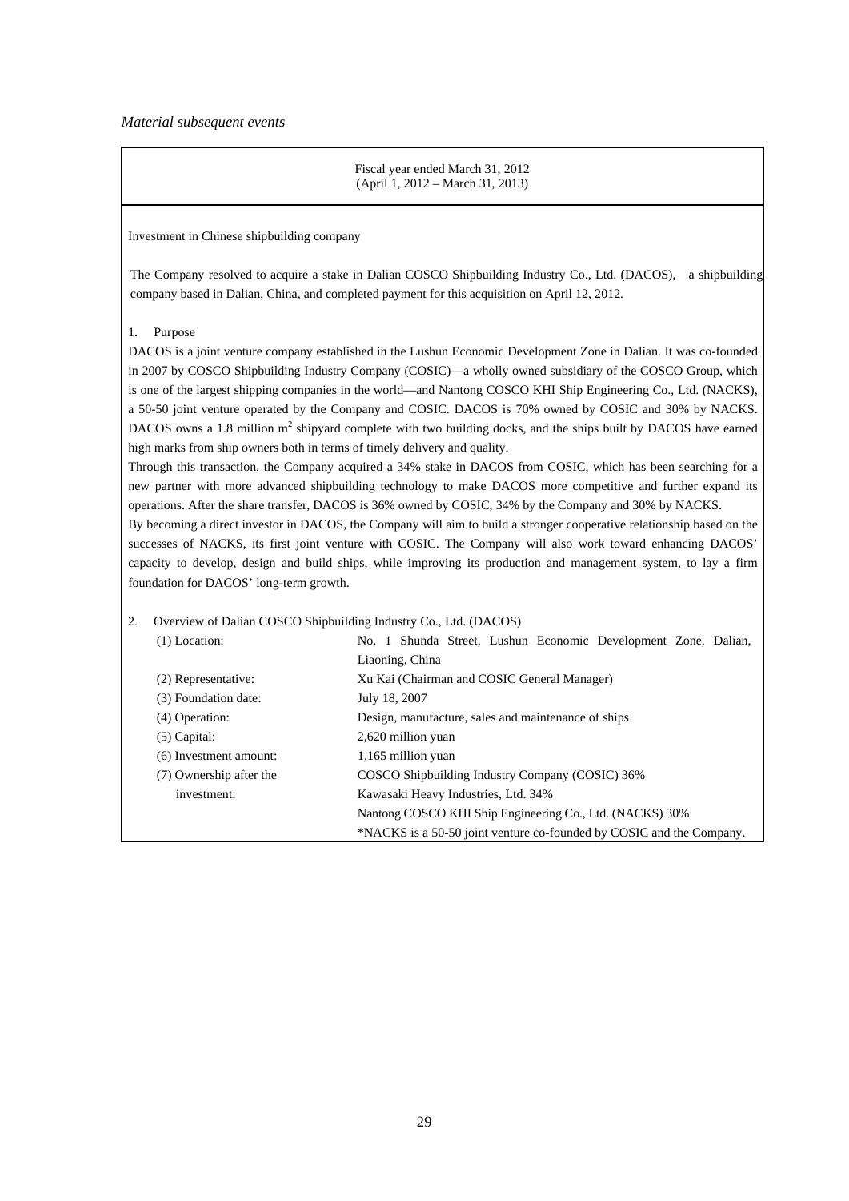*Material subsequent events*

| Fiscal year ended March 31, 2012 (April 1, 2012 – March 31, 2013) |
|---|

Investment in Chinese shipbuilding company

The Company resolved to acquire a stake in Dalian COSCO Shipbuilding Industry Co., Ltd. (DACOS), a shipbuilding company based in Dalian, China, and completed payment for this acquisition on April 12, 2012.

1. Purpose

DACOS is a joint venture company established in the Lushun Economic Development Zone in Dalian. It was co-founded in 2007 by COSCO Shipbuilding Industry Company (COSIC)—a wholly owned subsidiary of the COSCO Group, which is one of the largest shipping companies in the world—and Nantong COSCO KHI Ship Engineering Co., Ltd. (NACKS), a 50-50 joint venture operated by the Company and COSIC. DACOS is 70% owned by COSIC and 30% by NACKS. DACOS owns a 1.8 million $m^2$ shipyard complete with two building docks, and the ships built by DACOS have earned high marks from ship owners both in terms of timely delivery and quality.

Through this transaction, the Company acquired a 34% stake in DACOS from COSIC, which has been searching for a new partner with more advanced shipbuilding technology to make DACOS more competitive and further expand its operations. After the share transfer, DACOS is 36% owned by COSIC, 34% by the Company and 30% by NACKS.

By becoming a direct investor in DACOS, the Company will aim to build a stronger cooperative relationship based on the successes of NACKS, its first joint venture with COSIC. The Company will also work toward enhancing DACOS' capacity to develop, design and build ships, while improving its production and management system, to lay a firm foundation for DACOS' long-term growth.

2. Overview of Dalian COSCO Shipbuilding Industry Co., Ltd. (DACOS)

| | |
|---|---|
| (1) Location: | No. 1 Shunda Street, Lushun Economic Development Zone, Dalian, Liaoning, China |
| (2) Representative: | Xu Kai (Chairman and COSIC General Manager) |
| (3) Foundation date: | July 18, 2007 |
| (4) Operation: | Design, manufacture, sales and maintenance of ships |
| (5) Capital: | 2,620 million yuan |
| (6) Investment amount: | 1,165 million yuan |
| (7) Ownership after the investment: | COSCO Shipbuilding Industry Company (COSIC) 36% |
| | Kawasaki Heavy Industries, Ltd. 34% |
| | Nantong COSCO KHI Ship Engineering Co., Ltd. (NACKS) 30% |
| | *NACKS is a 50-50 joint venture co-founded by COSIC and the Company. |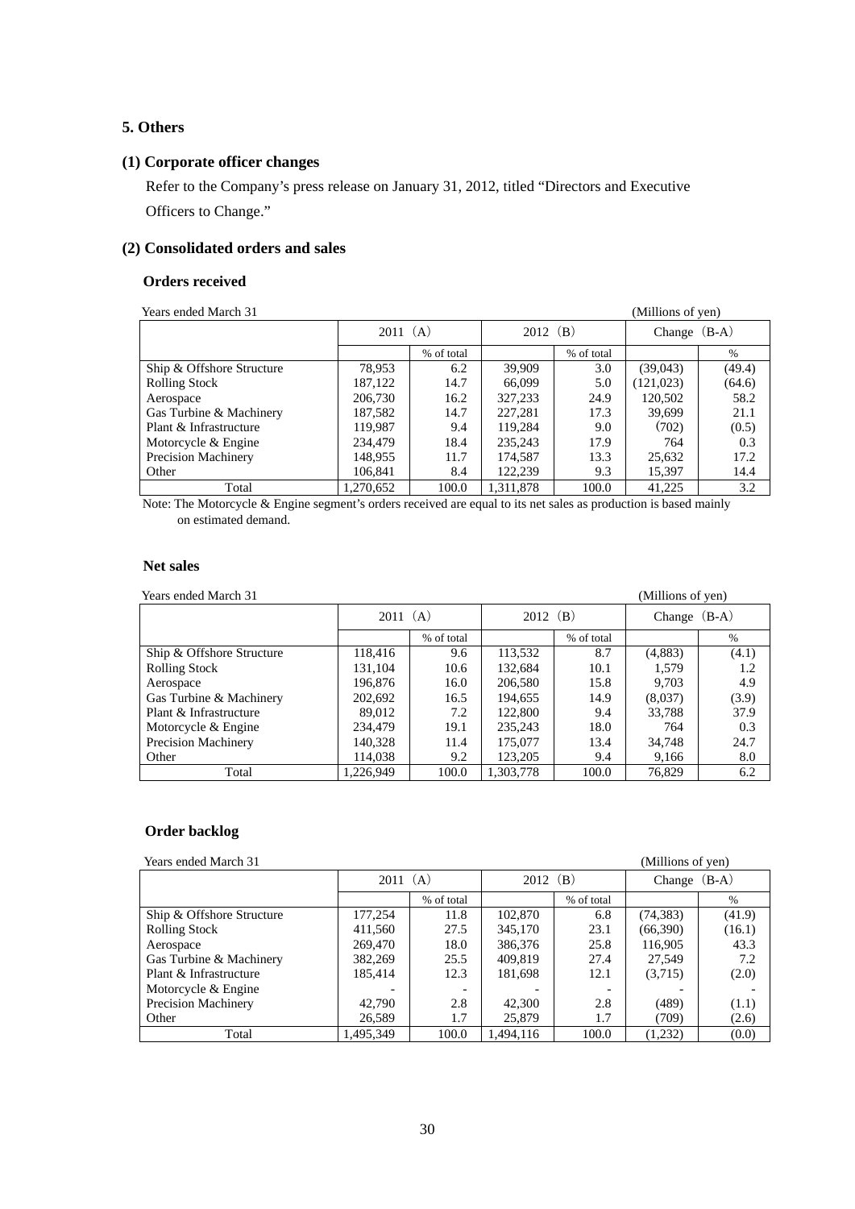## 5. Others

### (1) Corporate officer changes

Refer to the Company's press release on January 31, 2012, titled "Directors and Executive Officers to Change."

### (2) Consolidated orders and sales

#### Orders received

Years ended March 31 (Millions of yen)

| | 2011 (A) | | 2012 (B) | | Change (B-A) | |
|---|---|---|---|---|---|---|
| | | % of total | | % of total | | % |
| Ship & Offshore Structure | 78,953 | 6.2 | 39,909 | 3.0 | (39,043) | (49.4) |
| Rolling Stock | 187,122 | 14.7 | 66,099 | 5.0 | (121,023) | (64.6) |
| Aerospace | 206,730 | 16.2 | 327,233 | 24.9 | 120,502 | 58.2 |
| Gas Turbine & Machinery | 187,582 | 14.7 | 227,281 | 17.3 | 39,699 | 21.1 |
| Plant & Infrastructure | 119,987 | 9.4 | 119,284 | 9.0 | (702) | (0.5) |
| Motorcycle & Engine | 234,479 | 18.4 | 235,243 | 17.9 | 764 | 0.3 |
| Precision Machinery | 148,955 | 11.7 | 174,587 | 13.3 | 25,632 | 17.2 |
| Other | 106,841 | 8.4 | 122,239 | 9.3 | 15,397 | 14.4 |
| Total | 1,270,652 | 100.0 | 1,311,878 | 100.0 | 41,225 | 3.2 |

Note: The Motorcycle & Engine segment's orders received are equal to its net sales as production is based mainly on estimated demand.

#### Net sales

Years ended March 31 (Millions of yen)

| | 2011 (A) | | 2012 (B) | | Change (B-A) | |
|---|---|---|---|---|---|---|
| | | % of total | | % of total | | % |
| Ship & Offshore Structure | 118,416 | 9.6 | 113,532 | 8.7 | (4,883) | (4.1) |
| Rolling Stock | 131,104 | 10.6 | 132,684 | 10.1 | 1,579 | 1.2 |
| Aerospace | 196,876 | 16.0 | 206,580 | 15.8 | 9,703 | 4.9 |
| Gas Turbine & Machinery | 202,692 | 16.5 | 194,655 | 14.9 | (8,037) | (3.9) |
| Plant & Infrastructure | 89,012 | 7.2 | 122,800 | 9.4 | 33,788 | 37.9 |
| Motorcycle & Engine | 234,479 | 19.1 | 235,243 | 18.0 | 764 | 0.3 |
| Precision Machinery | 140,328 | 11.4 | 175,077 | 13.4 | 34,748 | 24.7 |
| Other | 114,038 | 9.2 | 123,205 | 9.4 | 9,166 | 8.0 |
| Total | 1,226,949 | 100.0 | 1,303,778 | 100.0 | 76,829 | 6.2 |

#### Order backlog

Years ended March 31 (Millions of yen)

| | 2011 (A) | | 2012 (B) | | Change (B-A) | |
|---|---|---|---|---|---|---|
| | | % of total | | % of total | | % |
| Ship & Offshore Structure | 177,254 | 11.8 | 102,870 | 6.8 | (74,383) | (41.9) |
| Rolling Stock | 411,560 | 27.5 | 345,170 | 23.1 | (66,390) | (16.1) |
| Aerospace | 269,470 | 18.0 | 386,376 | 25.8 | 116,905 | 43.3 |
| Gas Turbine & Machinery | 382,269 | 25.5 | 409,819 | 27.4 | 27,549 | 7.2 |
| Plant & Infrastructure | 185,414 | 12.3 | 181,698 | 12.1 | (3,715) | (2.0) |
| Motorcycle & Engine | - | - | - | - | - | - |
| Precision Machinery | 42,790 | 2.8 | 42,300 | 2.8 | (489) | (1.1) |
| Other | 26,589 | 1.7 | 25,879 | 1.7 | (709) | (2.6) |
| Total | 1,495,349 | 100.0 | 1,494,116 | 100.0 | (1,232) | (0.0) |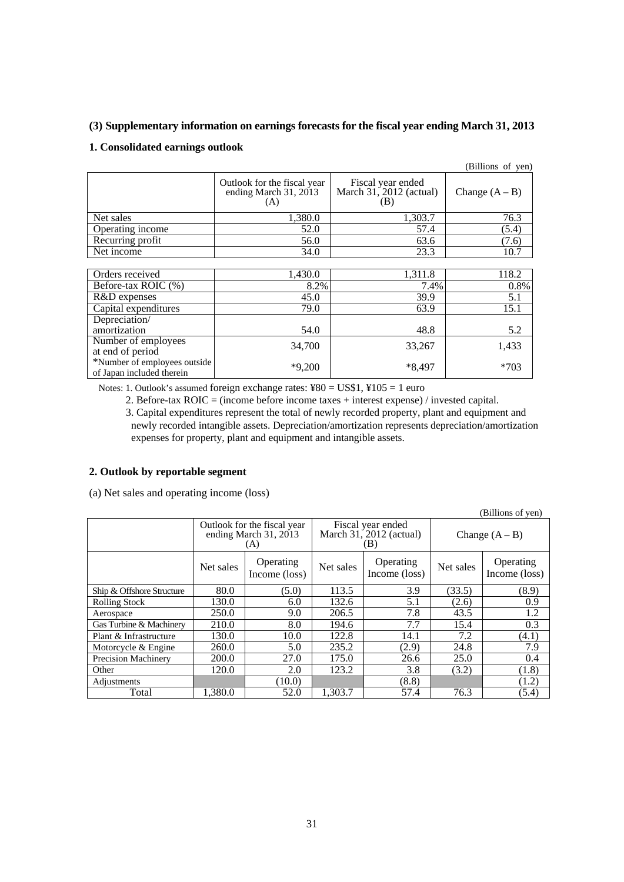### (3) Supplementary information on earnings forecasts for the fiscal year ending March 31, 2013

#### 1. Consolidated earnings outlook

(Billions of yen)

| | Outlook for the fiscal year ending March 31, 2013 (A) | Fiscal year ended March 31, 2012 (actual) (B) | Change (A – B) |
|---|---|---|---|
| Net sales | 1,380.0 | 1,303.7 | 76.3 |
| Operating income | 52.0 | 57.4 | (5.4) |
| Recurring profit | 56.0 | 63.6 | (7.6) |
| Net income | 34.0 | 23.3 | 10.7 |

| | | | |
|---|---|---|---|
| Orders received | 1,430.0 | 1,311.8 | 118.2 |
| Before-tax ROIC (%) | 8.2% | 7.4% | 0.8% |
| R&D expenses | 45.0 | 39.9 | 5.1 |
| Capital expenditures | 79.0 | 63.9 | 15.1 |
| Depreciation/ amortization | 54.0 | 48.8 | 5.2 |
| Number of employees at end of period | 34,700 | 33,267 | 1,433 |
| *Number of employees outside of Japan included therein | *9,200 | *8,497 | *703 |

Notes: 1. Outlook's assumed foreign exchange rates: ¥80 = US$1, ¥105 = 1 euro

2. Before-tax ROIC = (income before income taxes + interest expense) / invested capital.

3. Capital expenditures represent the total of newly recorded property, plant and equipment and newly recorded intangible assets. Depreciation/amortization represents depreciation/amortization expenses for property, plant and equipment and intangible assets.

#### 2. Outlook by reportable segment

(a) Net sales and operating income (loss)

(Billions of yen)

| | Outlook for the fiscal year ending March 31, 2013 (A) | | Fiscal year ended March 31, 2012 (actual) (B) | | Change (A – B) | |
|---|---|---|---|---|---|---|
| | Net sales | Operating Income (loss) | Net sales | Operating Income (loss) | Net sales | Operating Income (loss) |
| Ship & Offshore Structure | 80.0 | (5.0) | 113.5 | 3.9 | (33.5) | (8.9) |
| Rolling Stock | 130.0 | 6.0 | 132.6 | 5.1 | (2.6) | 0.9 |
| Aerospace | 250.0 | 9.0 | 206.5 | 7.8 | 43.5 | 1.2 |
| Gas Turbine & Machinery | 210.0 | 8.0 | 194.6 | 7.7 | 15.4 | 0.3 |
| Plant & Infrastructure | 130.0 | 10.0 | 122.8 | 14.1 | 7.2 | (4.1) |
| Motorcycle & Engine | 260.0 | 5.0 | 235.2 | (2.9) | 24.8 | 7.9 |
| Precision Machinery | 200.0 | 27.0 | 175.0 | 26.6 | 25.0 | 0.4 |
| Other | 120.0 | 2.0 | 123.2 | 3.8 | (3.2) | (1.8) |
| Adjustments | | (10.0) | | (8.8) | | (1.2) |
| Total | 1,380.0 | 52.0 | 1,303.7 | 57.4 | 76.3 | (5.4) |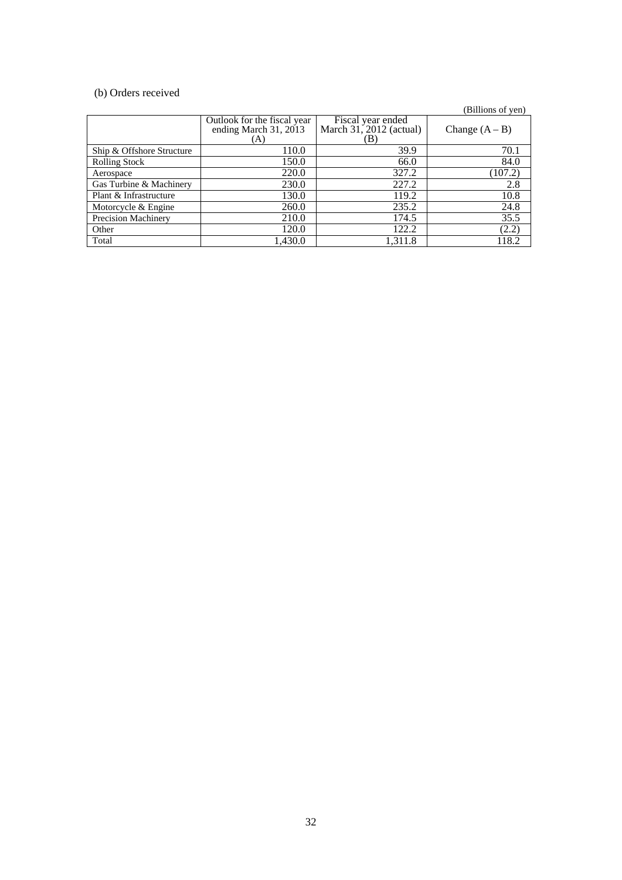(b) Orders received

(Billions of yen)

| | Outlook for the fiscal year ending March 31, 2013 (A) | Fiscal year ended March 31, 2012 (actual) (B) | Change (A – B) |
|---|---|---|---|
| Ship & Offshore Structure | 110.0 | 39.9 | 70.1 |
| Rolling Stock | 150.0 | 66.0 | 84.0 |
| Aerospace | 220.0 | 327.2 | (107.2) |
| Gas Turbine & Machinery | 230.0 | 227.2 | 2.8 |
| Plant & Infrastructure | 130.0 | 119.2 | 10.8 |
| Motorcycle & Engine | 260.0 | 235.2 | 24.8 |
| Precision Machinery | 210.0 | 174.5 | 35.5 |
| Other | 120.0 | 122.2 | (2.2) |
| Total | 1,430.0 | 1,311.8 | 118.2 |